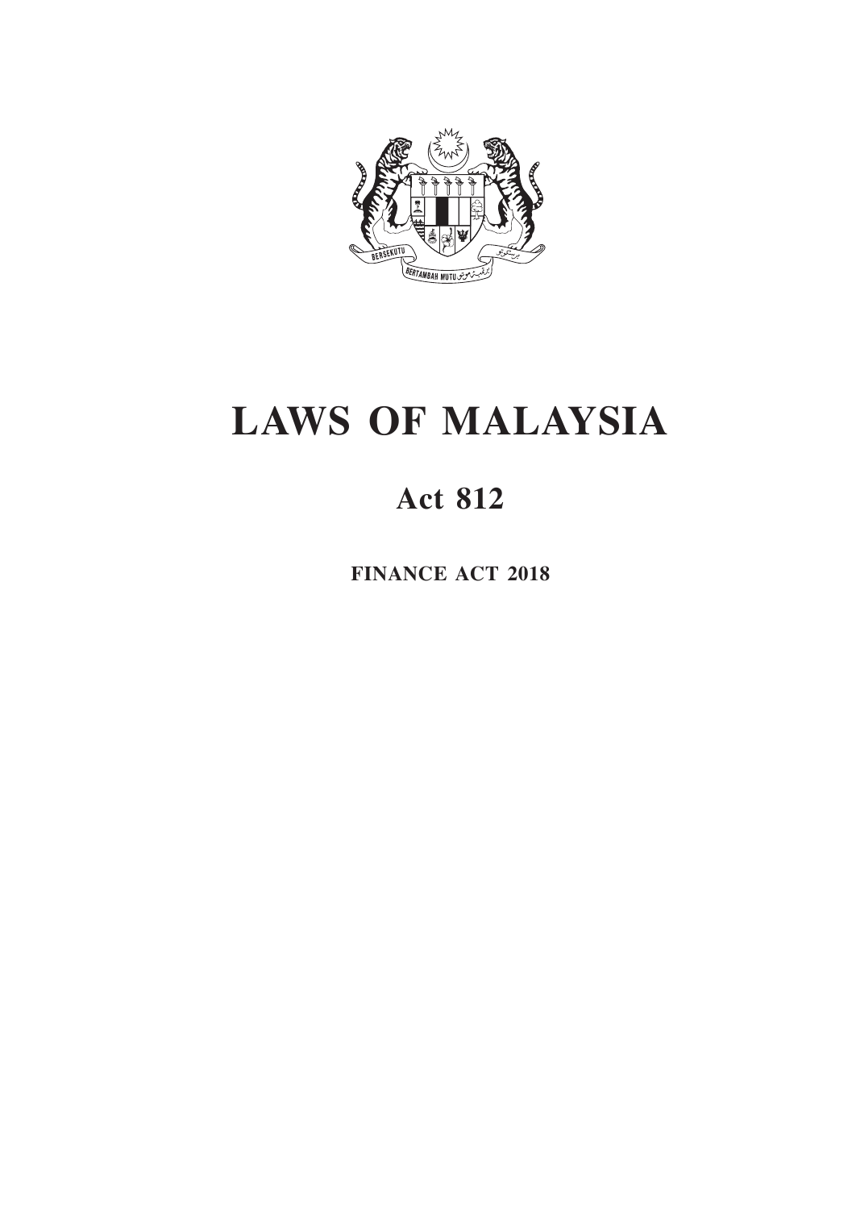# LAWS OF MALAYSIA

## Act 812

**FINANCE ACT 2018**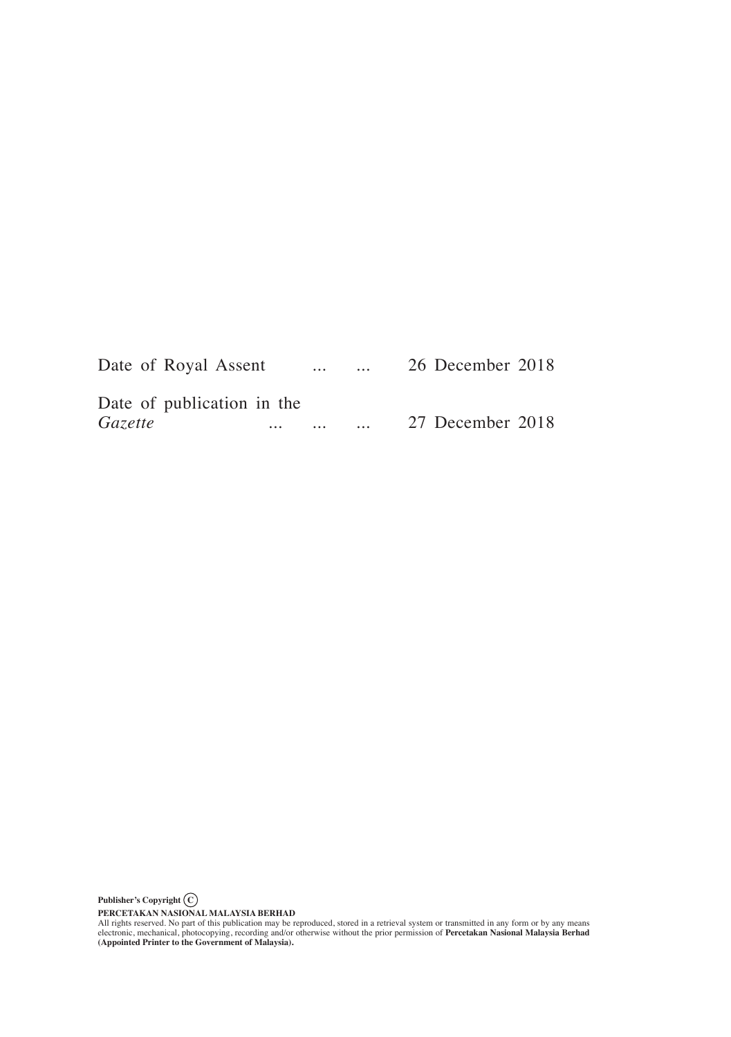Date of Royal Assent ... ... 26 December 2018

Date of publication in the *Gazette* ... ... ... 27 December 2018

**Publisher's Copyright** ©

**PERCETAKAN NASIONAL MALAYSIA BERHAD**

All rights reserved. No part of this publication may be reproduced, stored in a retrieval system or transmitted in any form or by any means electronic, mechanical, photocopying, recording and/or otherwise without the prior permission of **Percetakan Nasional Malaysia Berhad (Appointed Printer to the Government of Malaysia).**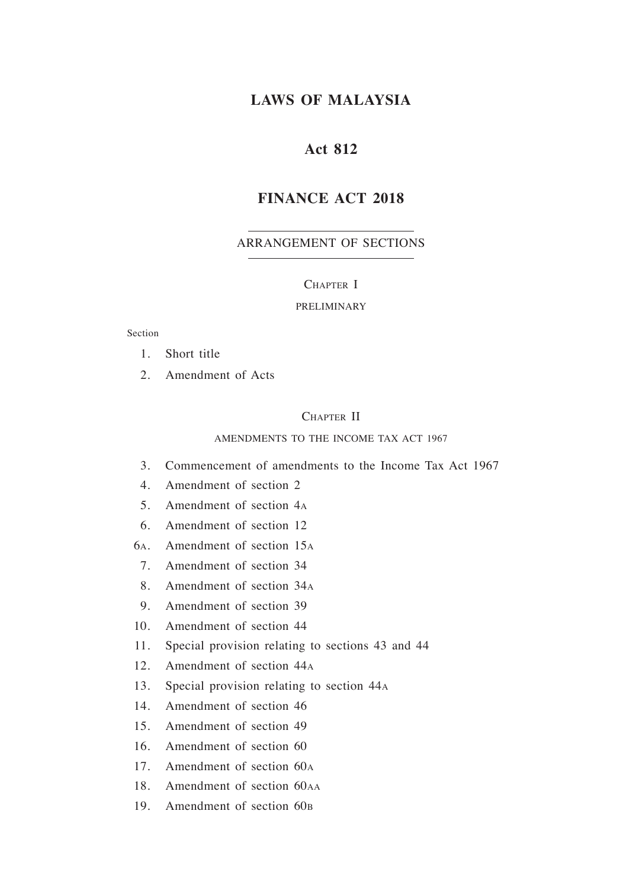# LAWS OF MALAYSIA

## Act 812

## FINANCE ACT 2018

ARRANGEMENT OF SECTIONS

Chapter I

PRELIMINARY

Section

1. Short title
2. Amendment of Acts

Chapter II

AMENDMENTS TO THE INCOME TAX ACT 1967

3. Commencement of amendments to the Income Tax Act 1967
4. Amendment of section 2
5. Amendment of section 4A
6. Amendment of section 12

6A. Amendment of section 15A

7. Amendment of section 34
8. Amendment of section 34A
9. Amendment of section 39
10. Amendment of section 44
11. Special provision relating to sections 43 and 44
12. Amendment of section 44A
13. Special provision relating to section 44A
14. Amendment of section 46
15. Amendment of section 49
16. Amendment of section 60
17. Amendment of section 60A
18. Amendment of section 60AA
19. Amendment of section 60B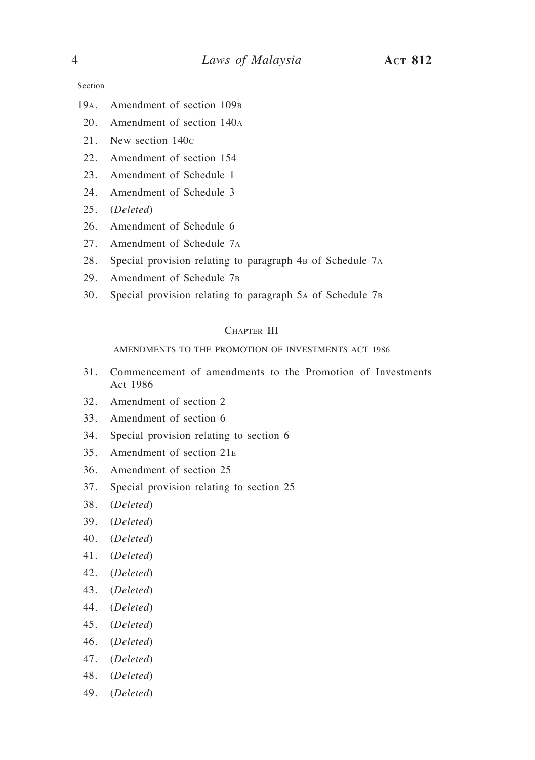Section

19A. Amendment of section 109B

20. Amendment of section 140A

21. New section 140C

22. Amendment of section 154

23. Amendment of Schedule 1

24. Amendment of Schedule 3

25. (*Deleted*)

26. Amendment of Schedule 6

27. Amendment of Schedule 7A

28. Special provision relating to paragraph 4B of Schedule 7A

29. Amendment of Schedule 7B

30. Special provision relating to paragraph 5A of Schedule 7B

## CHAPTER III

### AMENDMENTS TO THE PROMOTION OF INVESTMENTS ACT 1986

31. Commencement of amendments to the Promotion of Investments Act 1986

32. Amendment of section 2

33. Amendment of section 6

34. Special provision relating to section 6

35. Amendment of section 21E

36. Amendment of section 25

37. Special provision relating to section 25

38. (*Deleted*)

39. (*Deleted*)

40. (*Deleted*)

41. (*Deleted*)

42. (*Deleted*)

43. (*Deleted*)

44. (*Deleted*)

45. (*Deleted*)

46. (*Deleted*)

47. (*Deleted*)

48. (*Deleted*)

49. (*Deleted*)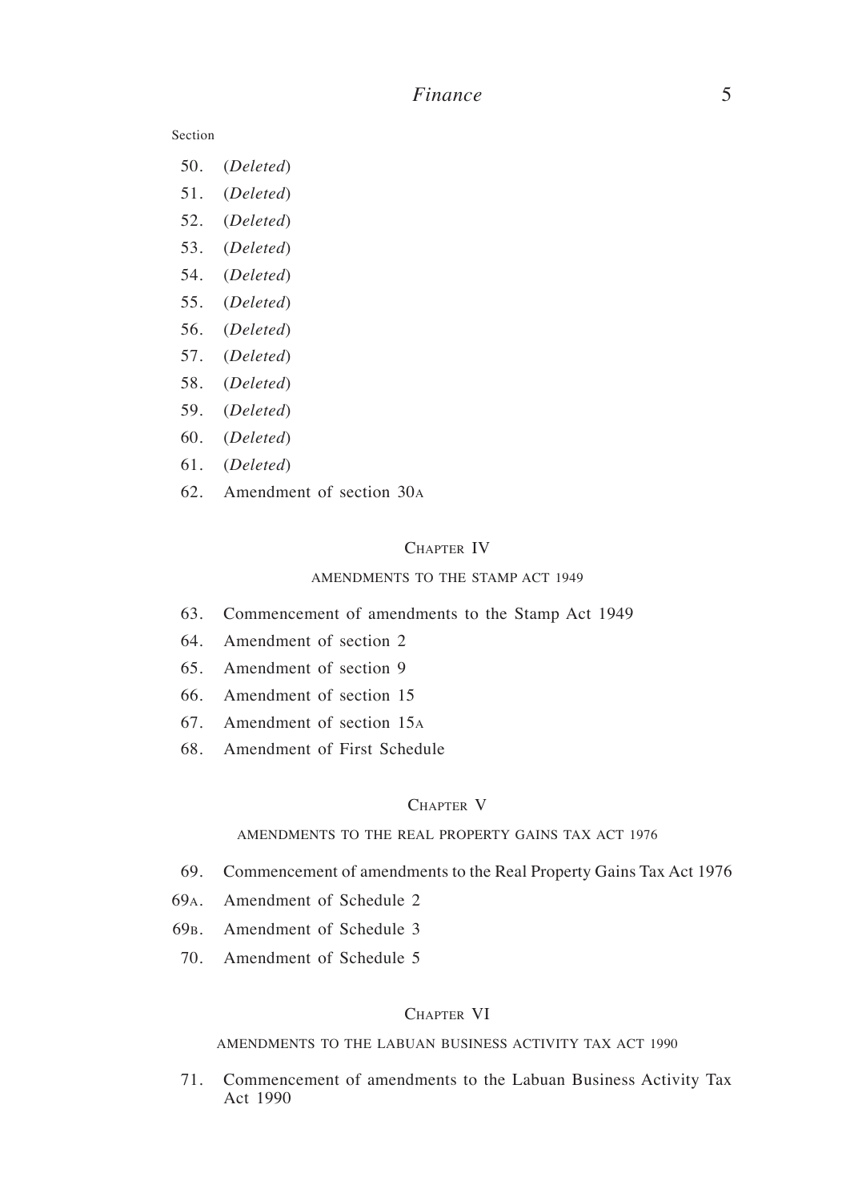Section

50. (*Deleted*)
51. (*Deleted*)
52. (*Deleted*)
53. (*Deleted*)
54. (*Deleted*)
55. (*Deleted*)
56. (*Deleted*)
57. (*Deleted*)
58. (*Deleted*)
59. (*Deleted*)
60. (*Deleted*)
61. (*Deleted*)
62. Amendment of section 30A

## Chapter IV

### AMENDMENTS TO THE STAMP ACT 1949

63. Commencement of amendments to the Stamp Act 1949
64. Amendment of section 2
65. Amendment of section 9
66. Amendment of section 15
67. Amendment of section 15A
68. Amendment of First Schedule

## Chapter V

### AMENDMENTS TO THE REAL PROPERTY GAINS TAX ACT 1976

69. Commencement of amendments to the Real Property Gains Tax Act 1976

69A. Amendment of Schedule 2

69B. Amendment of Schedule 3

70. Amendment of Schedule 5

## Chapter VI

### AMENDMENTS TO THE LABUAN BUSINESS ACTIVITY TAX ACT 1990

71. Commencement of amendments to the Labuan Business Activity Tax Act 1990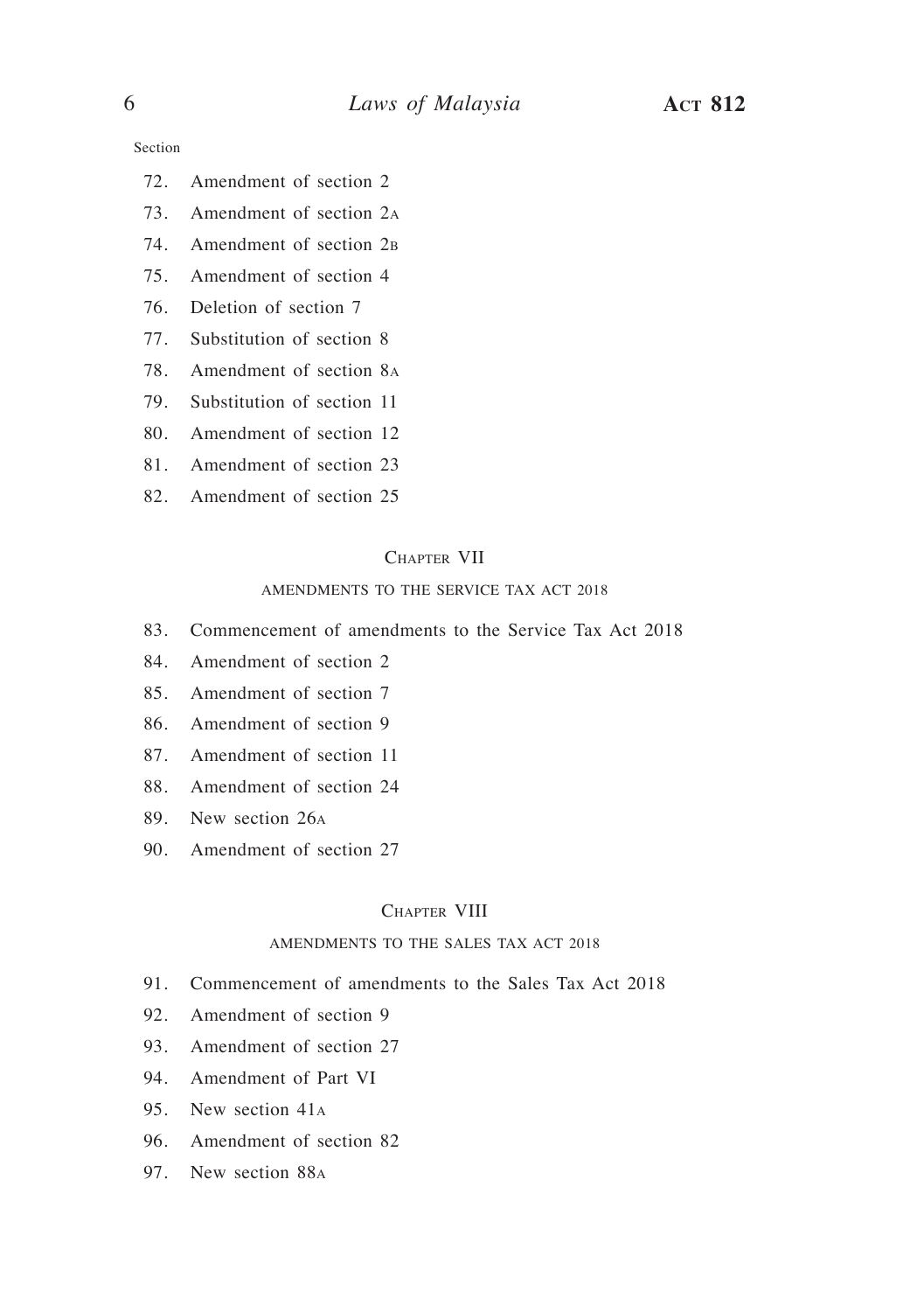Section

72. Amendment of section 2
73. Amendment of section 2A
74. Amendment of section 2B
75. Amendment of section 4
76. Deletion of section 7
77. Substitution of section 8
78. Amendment of section 8A
79. Substitution of section 11
80. Amendment of section 12
81. Amendment of section 23
82. Amendment of section 25

## Chapter VII

### AMENDMENTS TO THE SERVICE TAX ACT 2018

83. Commencement of amendments to the Service Tax Act 2018
84. Amendment of section 2
85. Amendment of section 7
86. Amendment of section 9
87. Amendment of section 11
88. Amendment of section 24
89. New section 26A
90. Amendment of section 27

## Chapter VIII

### AMENDMENTS TO THE SALES TAX ACT 2018

91. Commencement of amendments to the Sales Tax Act 2018
92. Amendment of section 9
93. Amendment of section 27
94. Amendment of Part VI
95. New section 41A
96. Amendment of section 82
97. New section 88A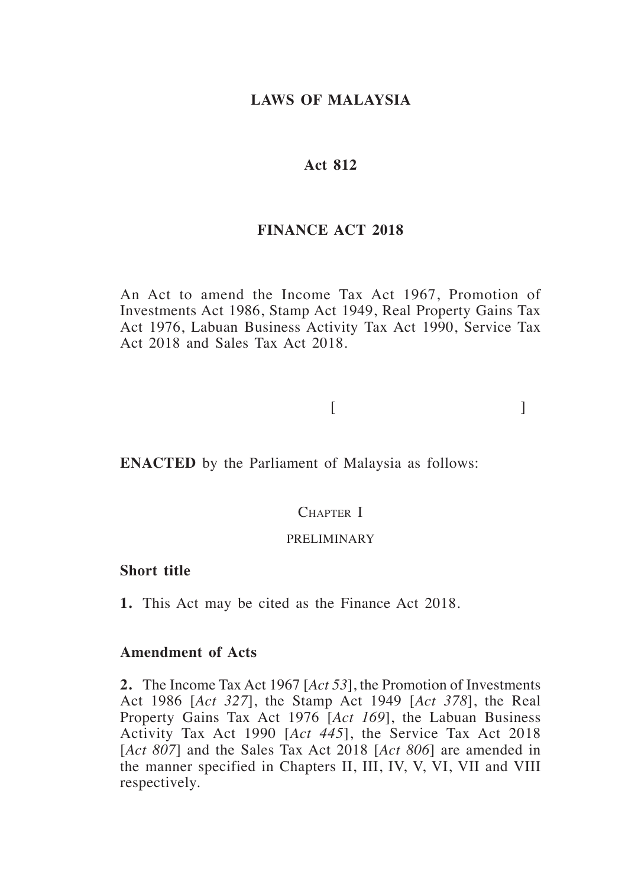**LAWS OF MALAYSIA**

**Act 812**

**FINANCE ACT 2018**

An Act to amend the Income Tax Act 1967, Promotion of Investments Act 1986, Stamp Act 1949, Real Property Gains Tax Act 1976, Labuan Business Activity Tax Act 1990, Service Tax Act 2018 and Sales Tax Act 2018.

[ ]

**ENACTED** by the Parliament of Malaysia as follows:

Chapter I

preliminary

**Short title**

**1.** This Act may be cited as the Finance Act 2018.

**Amendment of Acts**

**2.** The Income Tax Act 1967 [*Act 53*], the Promotion of Investments Act 1986 [*Act 327*], the Stamp Act 1949 [*Act 378*], the Real Property Gains Tax Act 1976 [*Act 169*], the Labuan Business Activity Tax Act 1990 [*Act 445*], the Service Tax Act 2018 [*Act 807*] and the Sales Tax Act 2018 [*Act 806*] are amended in the manner specified in Chapters II, III, IV, V, VI, VII and VIII respectively.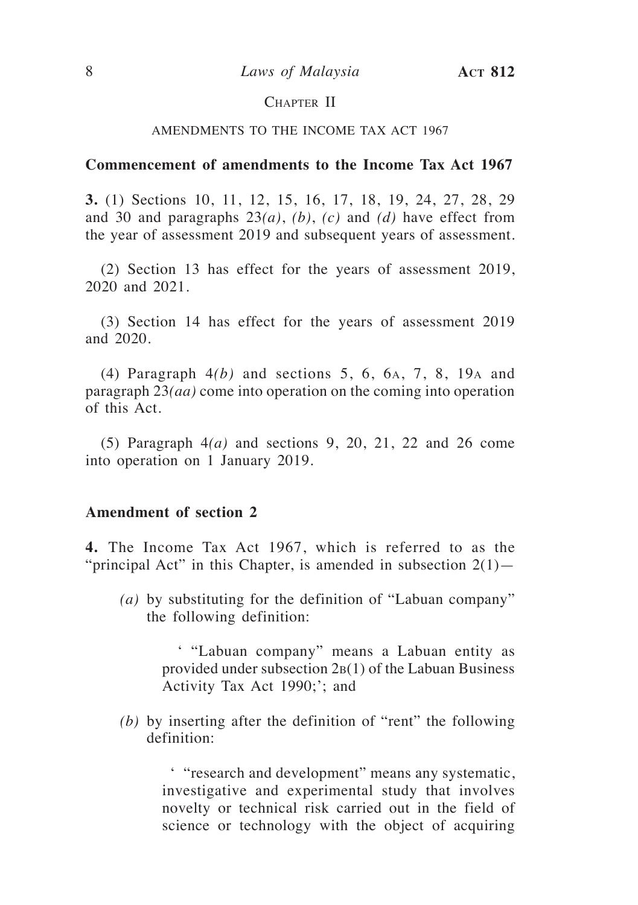## Chapter II

### AMENDMENTS TO THE INCOME TAX ACT 1967

**Commencement of amendments to the Income Tax Act 1967**

**3.** (1) Sections 10, 11, 12, 15, 16, 17, 18, 19, 24, 27, 28, 29 and 30 and paragraphs 23*(a)*, *(b)*, *(c)* and *(d)* have effect from the year of assessment 2019 and subsequent years of assessment.

(2) Section 13 has effect for the years of assessment 2019, 2020 and 2021.

(3) Section 14 has effect for the years of assessment 2019 and 2020.

(4) Paragraph 4*(b)* and sections 5, 6, 6A, 7, 8, 19A and paragraph 23*(aa)* come into operation on the coming into operation of this Act.

(5) Paragraph 4*(a)* and sections 9, 20, 21, 22 and 26 come into operation on 1 January 2019.

**Amendment of section 2**

**4.** The Income Tax Act 1967, which is referred to as the "principal Act" in this Chapter, is amended in subsection 2(1)—

*(a)* by substituting for the definition of "Labuan company" the following definition:

' "Labuan company" means a Labuan entity as provided under subsection 2B(1) of the Labuan Business Activity Tax Act 1990;'; and

*(b)* by inserting after the definition of "rent" the following definition:

' "research and development" means any systematic, investigative and experimental study that involves novelty or technical risk carried out in the field of science or technology with the object of acquiring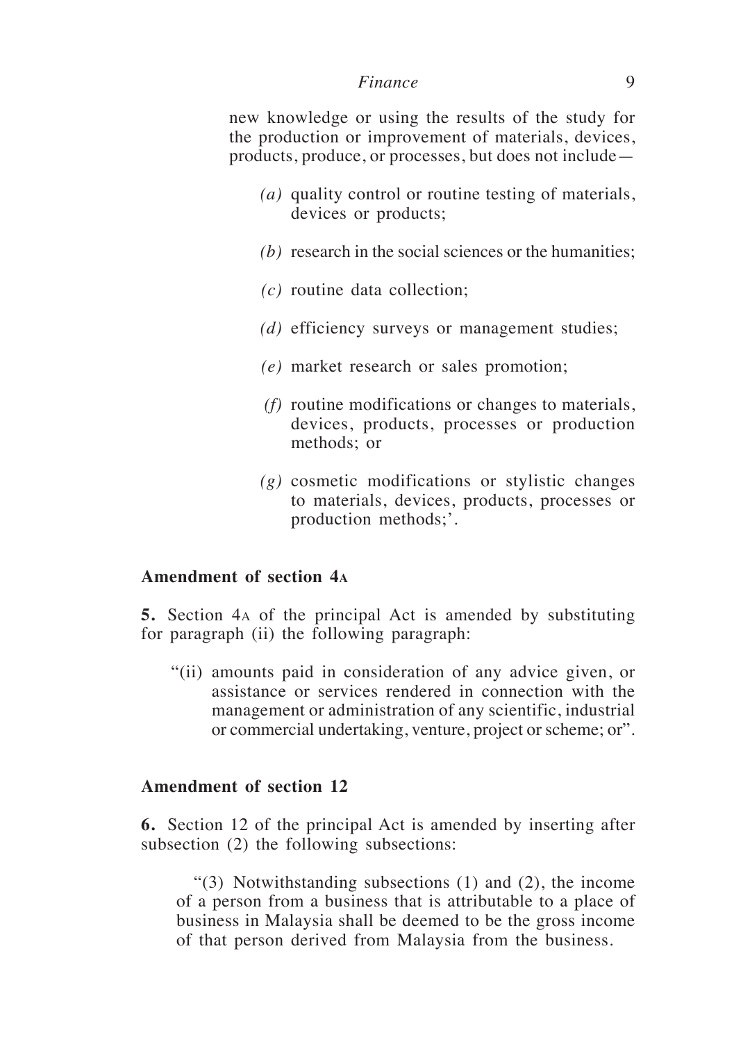new knowledge or using the results of the study for the production or improvement of materials, devices, products, produce, or processes, but does not include—

- *(a)* quality control or routine testing of materials, devices or products;
- *(b)* research in the social sciences or the humanities;
- *(c)* routine data collection;
- *(d)* efficiency surveys or management studies;
- *(e)* market research or sales promotion;
- *(f)* routine modifications or changes to materials, devices, products, processes or production methods; or
- *(g)* cosmetic modifications or stylistic changes to materials, devices, products, processes or production methods;'.

**Amendment of section 4A**

**5.** Section 4A of the principal Act is amended by substituting for paragraph (ii) the following paragraph:

"(ii) amounts paid in consideration of any advice given, or assistance or services rendered in connection with the management or administration of any scientific, industrial or commercial undertaking, venture, project or scheme; or".

**Amendment of section 12**

**6.** Section 12 of the principal Act is amended by inserting after subsection (2) the following subsections:

"(3) Notwithstanding subsections (1) and (2), the income of a person from a business that is attributable to a place of business in Malaysia shall be deemed to be the gross income of that person derived from Malaysia from the business.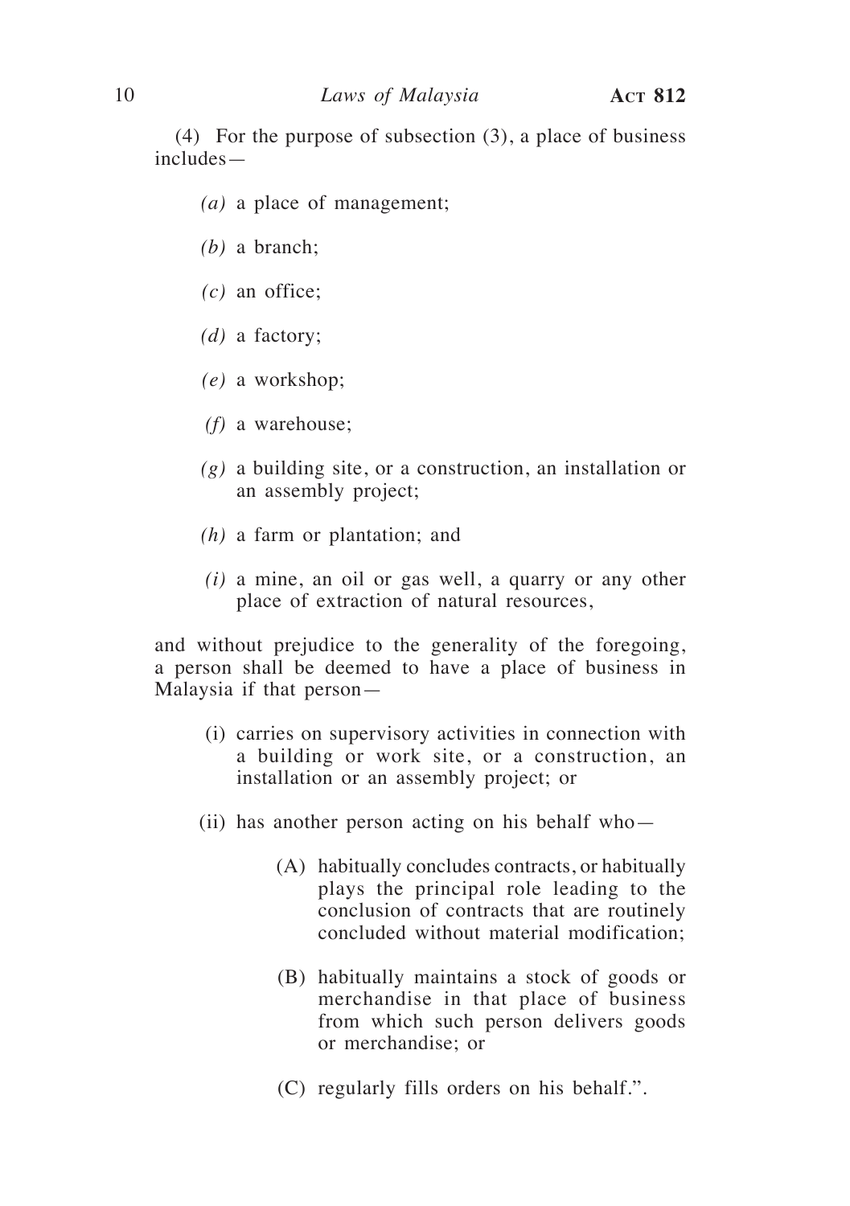(4) For the purpose of subsection (3), a place of business includes—

*(a)* a place of management;

*(b)* a branch;

*(c)* an office;

*(d)* a factory;

*(e)* a workshop;

*(f)* a warehouse;

*(g)* a building site, or a construction, an installation or an assembly project;

*(h)* a farm or plantation; and

*(i)* a mine, an oil or gas well, a quarry or any other place of extraction of natural resources,

and without prejudice to the generality of the foregoing, a person shall be deemed to have a place of business in Malaysia if that person—

(i) carries on supervisory activities in connection with a building or work site, or a construction, an installation or an assembly project; or

(ii) has another person acting on his behalf who—

(A) habitually concludes contracts, or habitually plays the principal role leading to the conclusion of contracts that are routinely concluded without material modification;

(B) habitually maintains a stock of goods or merchandise in that place of business from which such person delivers goods or merchandise; or

(C) regularly fills orders on his behalf.".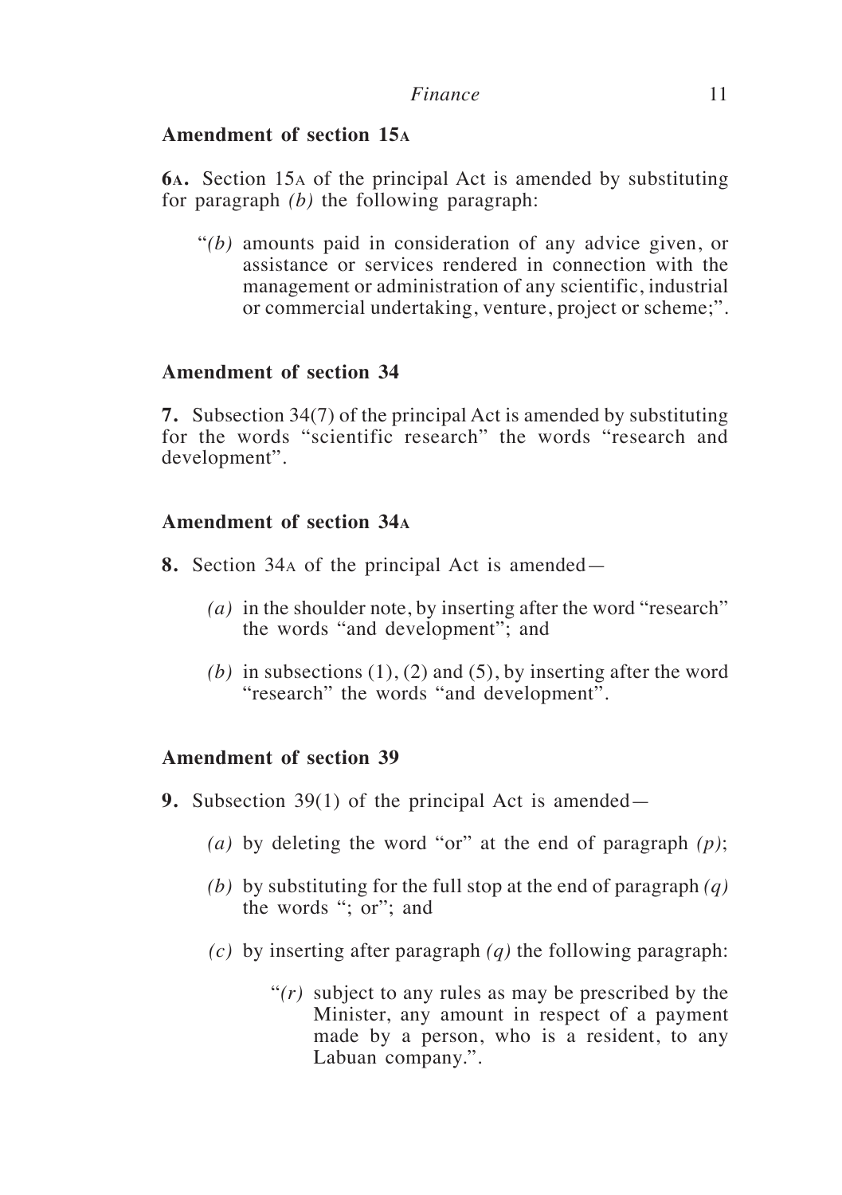### Amendment of section 15A

**6A.** Section 15A of the principal Act is amended by substituting for paragraph *(b)* the following paragraph:

> "*(b)* amounts paid in consideration of any advice given, or assistance or services rendered in connection with the management or administration of any scientific, industrial or commercial undertaking, venture, project or scheme;".

### Amendment of section 34

**7.** Subsection 34(7) of the principal Act is amended by substituting for the words "scientific research" the words "research and development".

### Amendment of section 34A

**8.** Section 34A of the principal Act is amended—

> *(a)* in the shoulder note, by inserting after the word "research" the words "and development"; and
>
> *(b)* in subsections (1), (2) and (5), by inserting after the word "research" the words "and development".

### Amendment of section 39

**9.** Subsection 39(1) of the principal Act is amended—

> *(a)* by deleting the word "or" at the end of paragraph *(p)*;
>
> *(b)* by substituting for the full stop at the end of paragraph *(q)* the words "; or"; and
>
> *(c)* by inserting after paragraph *(q)* the following paragraph:
>
> > "*(r)* subject to any rules as may be prescribed by the Minister, any amount in respect of a payment made by a person, who is a resident, to any Labuan company.".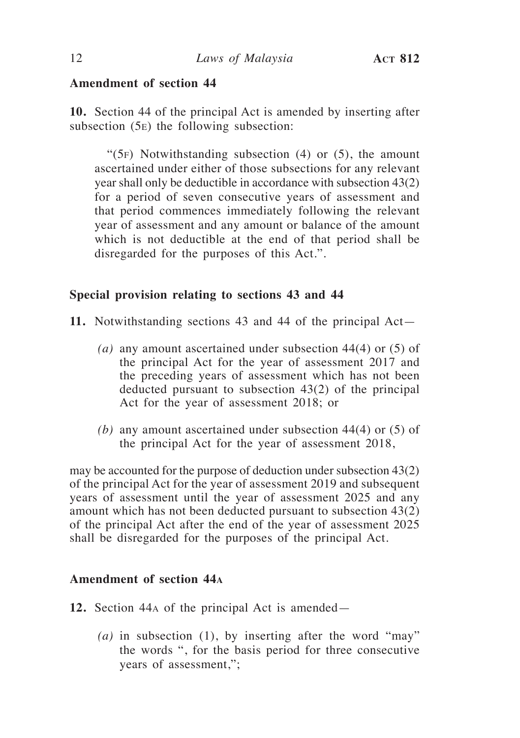**Amendment of section 44**

**10.** Section 44 of the principal Act is amended by inserting after subsection (5E) the following subsection:

> "(5F) Notwithstanding subsection (4) or (5), the amount ascertained under either of those subsections for any relevant year shall only be deductible in accordance with subsection 43(2) for a period of seven consecutive years of assessment and that period commences immediately following the relevant year of assessment and any amount or balance of the amount which is not deductible at the end of that period shall be disregarded for the purposes of this Act.".

**Special provision relating to sections 43 and 44**

**11.** Notwithstanding sections 43 and 44 of the principal Act—

*(a)* any amount ascertained under subsection 44(4) or (5) of the principal Act for the year of assessment 2017 and the preceding years of assessment which has not been deducted pursuant to subsection 43(2) of the principal Act for the year of assessment 2018; or

*(b)* any amount ascertained under subsection 44(4) or (5) of the principal Act for the year of assessment 2018,

may be accounted for the purpose of deduction under subsection 43(2) of the principal Act for the year of assessment 2019 and subsequent years of assessment until the year of assessment 2025 and any amount which has not been deducted pursuant to subsection 43(2) of the principal Act after the end of the year of assessment 2025 shall be disregarded for the purposes of the principal Act.

**Amendment of section 44A**

**12.** Section 44A of the principal Act is amended—

*(a)* in subsection (1), by inserting after the word "may" the words ", for the basis period for three consecutive years of assessment,";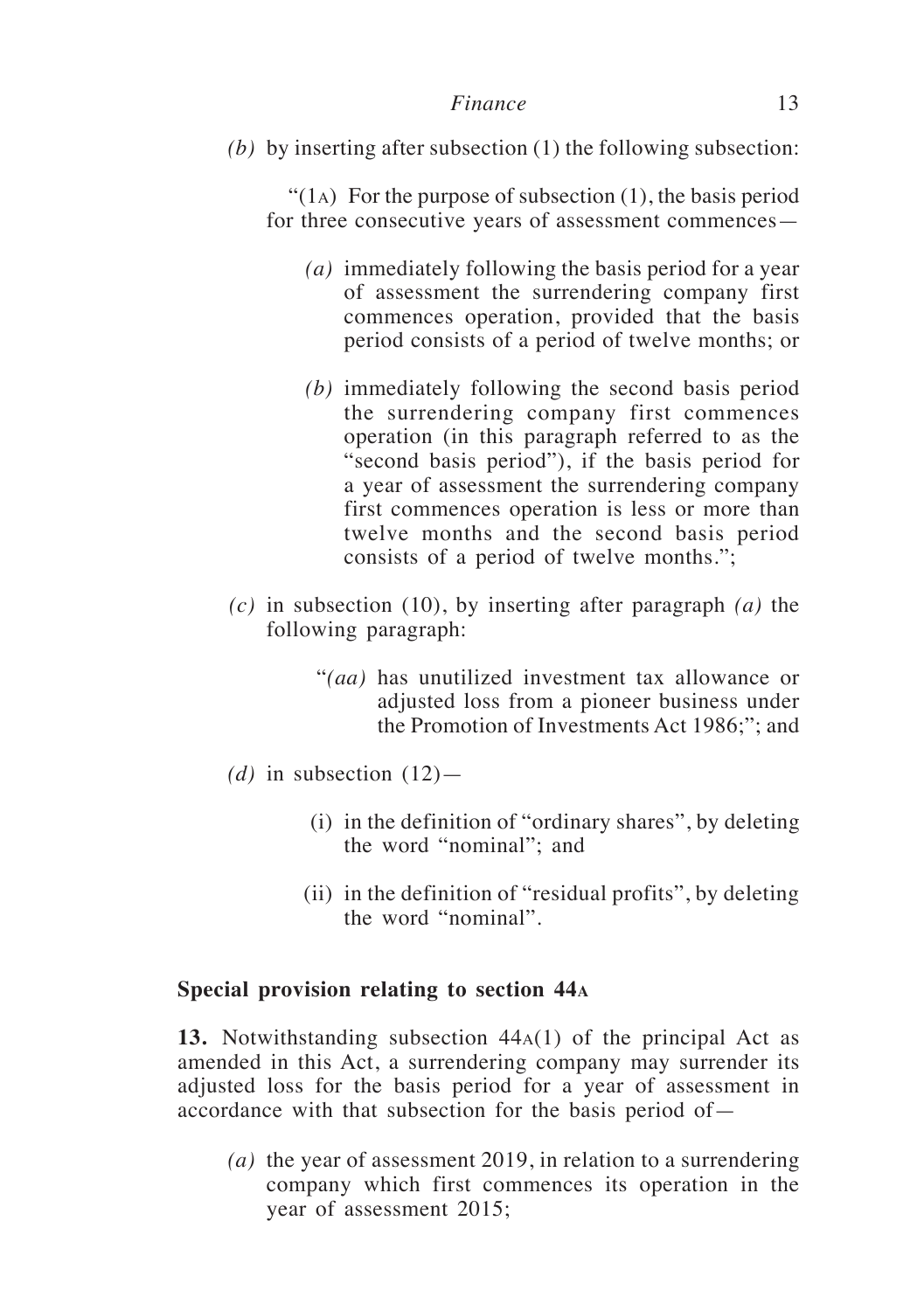*(b)* by inserting after subsection (1) the following subsection:

"(1A) For the purpose of subsection (1), the basis period for three consecutive years of assessment commences—

*(a)* immediately following the basis period for a year of assessment the surrendering company first commences operation, provided that the basis period consists of a period of twelve months; or

*(b)* immediately following the second basis period the surrendering company first commences operation (in this paragraph referred to as the "second basis period"), if the basis period for a year of assessment the surrendering company first commences operation is less or more than twelve months and the second basis period consists of a period of twelve months.";

*(c)* in subsection (10), by inserting after paragraph *(a)* the following paragraph:

"*(aa)* has unutilized investment tax allowance or adjusted loss from a pioneer business under the Promotion of Investments Act 1986;"; and

*(d)* in subsection (12)—

(i) in the definition of "ordinary shares", by deleting the word "nominal"; and

(ii) in the definition of "residual profits", by deleting the word "nominal".

**Special provision relating to section 44A**

**13.** Notwithstanding subsection 44A(1) of the principal Act as amended in this Act, a surrendering company may surrender its adjusted loss for the basis period for a year of assessment in accordance with that subsection for the basis period of—

*(a)* the year of assessment 2019, in relation to a surrendering company which first commences its operation in the year of assessment 2015;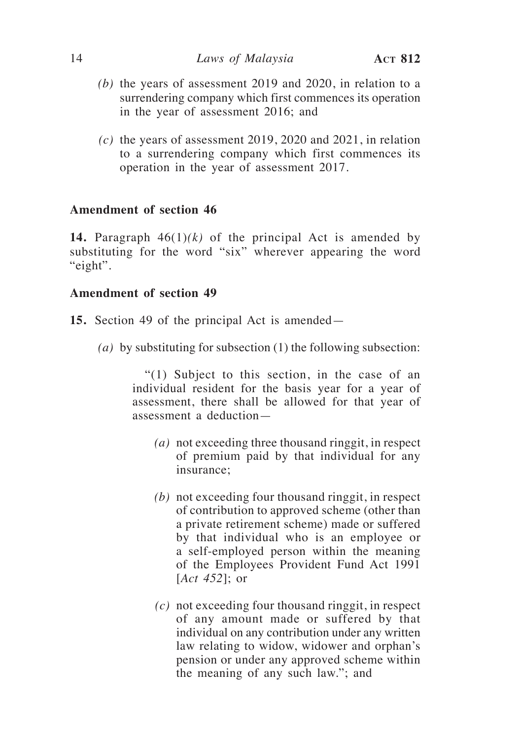*(b)* the years of assessment 2019 and 2020, in relation to a surrendering company which first commences its operation in the year of assessment 2016; and

*(c)* the years of assessment 2019, 2020 and 2021, in relation to a surrendering company which first commences its operation in the year of assessment 2017.

**Amendment of section 46**

**14.** Paragraph 46(1)*(k)* of the principal Act is amended by substituting for the word "six" wherever appearing the word "eight".

**Amendment of section 49**

**15.** Section 49 of the principal Act is amended—

*(a)* by substituting for subsection (1) the following subsection:

"(1) Subject to this section, in the case of an individual resident for the basis year for a year of assessment, there shall be allowed for that year of assessment a deduction—

*(a)* not exceeding three thousand ringgit, in respect of premium paid by that individual for any insurance;

*(b)* not exceeding four thousand ringgit, in respect of contribution to approved scheme (other than a private retirement scheme) made or suffered by that individual who is an employee or a self-employed person within the meaning of the Employees Provident Fund Act 1991 [*Act 452*]; or

*(c)* not exceeding four thousand ringgit, in respect of any amount made or suffered by that individual on any contribution under any written law relating to widow, widower and orphan's pension or under any approved scheme within the meaning of any such law."; and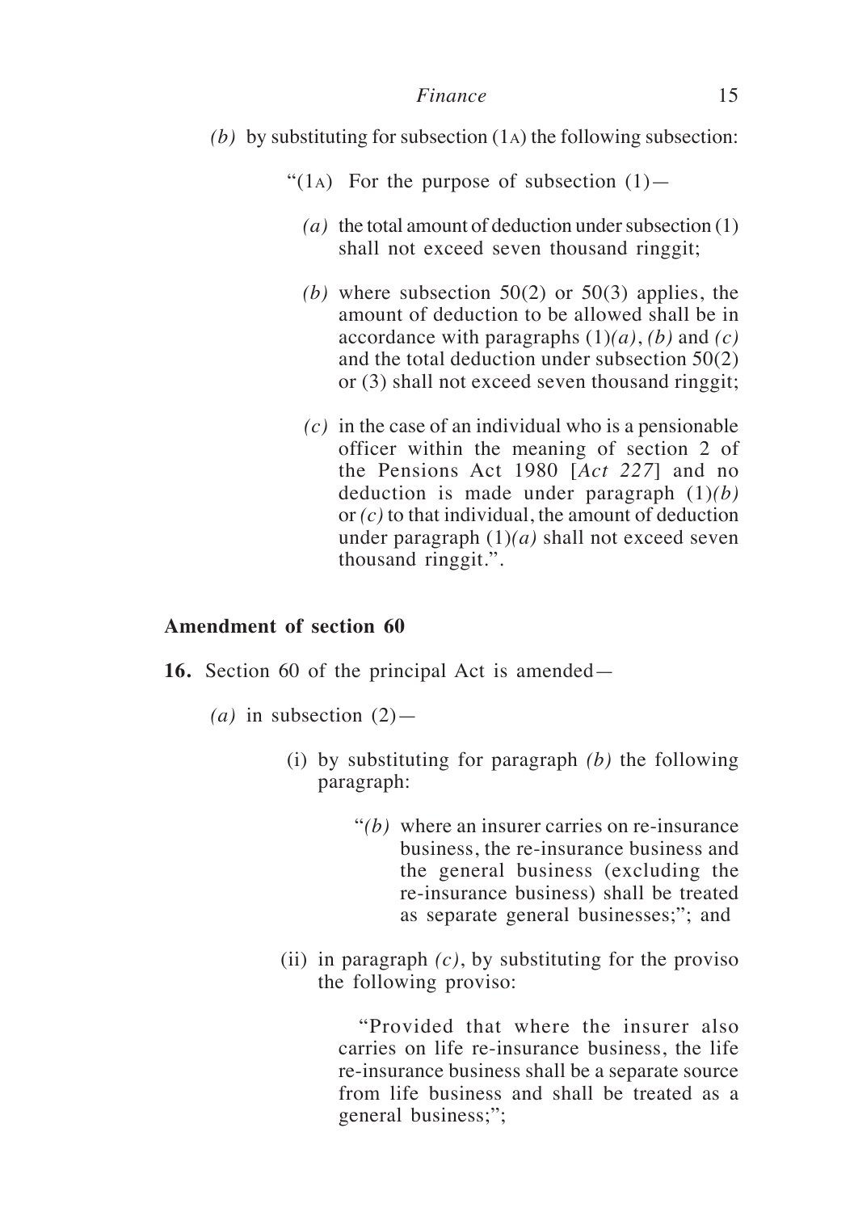*(b)* by substituting for subsection (1A) the following subsection:

"(1A) For the purpose of subsection (1)—

*(a)* the total amount of deduction under subsection (1) shall not exceed seven thousand ringgit;

*(b)* where subsection 50(2) or 50(3) applies, the amount of deduction to be allowed shall be in accordance with paragraphs (1)*(a)*, *(b)* and *(c)* and the total deduction under subsection 50(2) or (3) shall not exceed seven thousand ringgit;

*(c)* in the case of an individual who is a pensionable officer within the meaning of section 2 of the Pensions Act 1980 [*Act 227*] and no deduction is made under paragraph (1)*(b)* or *(c)* to that individual, the amount of deduction under paragraph (1)*(a)* shall not exceed seven thousand ringgit.".

**Amendment of section 60**

**16.** Section 60 of the principal Act is amended—

*(a)* in subsection (2)—

(i) by substituting for paragraph *(b)* the following paragraph:

"*(b)* where an insurer carries on re-insurance business, the re-insurance business and the general business (excluding the re-insurance business) shall be treated as separate general businesses;"; and

(ii) in paragraph *(c)*, by substituting for the proviso the following proviso:

"Provided that where the insurer also carries on life re-insurance business, the life re-insurance business shall be a separate source from life business and shall be treated as a general business;";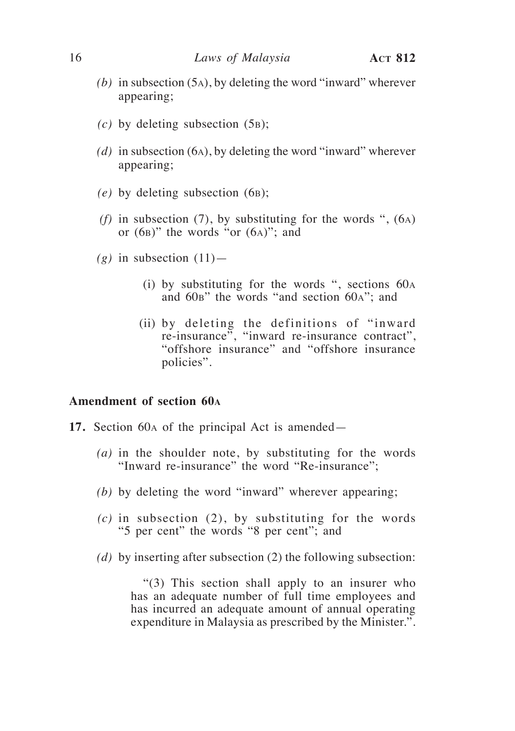*(b)* in subsection (5A), by deleting the word "inward" wherever appearing;

*(c)* by deleting subsection (5B);

*(d)* in subsection (6A), by deleting the word "inward" wherever appearing;

*(e)* by deleting subsection (6B);

*(f)* in subsection (7), by substituting for the words ", (6A) or (6B)" the words "or (6A)"; and

*(g)* in subsection (11)—

(i) by substituting for the words ", sections 60A and 60B" the words "and section 60A"; and

(ii) by deleting the definitions of "inward re-insurance", "inward re-insurance contract", "offshore insurance" and "offshore insurance policies".

**Amendment of section 60A**

**17.** Section 60A of the principal Act is amended—

*(a)* in the shoulder note, by substituting for the words "Inward re-insurance" the word "Re-insurance";

*(b)* by deleting the word "inward" wherever appearing;

*(c)* in subsection (2), by substituting for the words "5 per cent" the words "8 per cent"; and

*(d)* by inserting after subsection (2) the following subsection:

"(3) This section shall apply to an insurer who has an adequate number of full time employees and has incurred an adequate amount of annual operating expenditure in Malaysia as prescribed by the Minister.".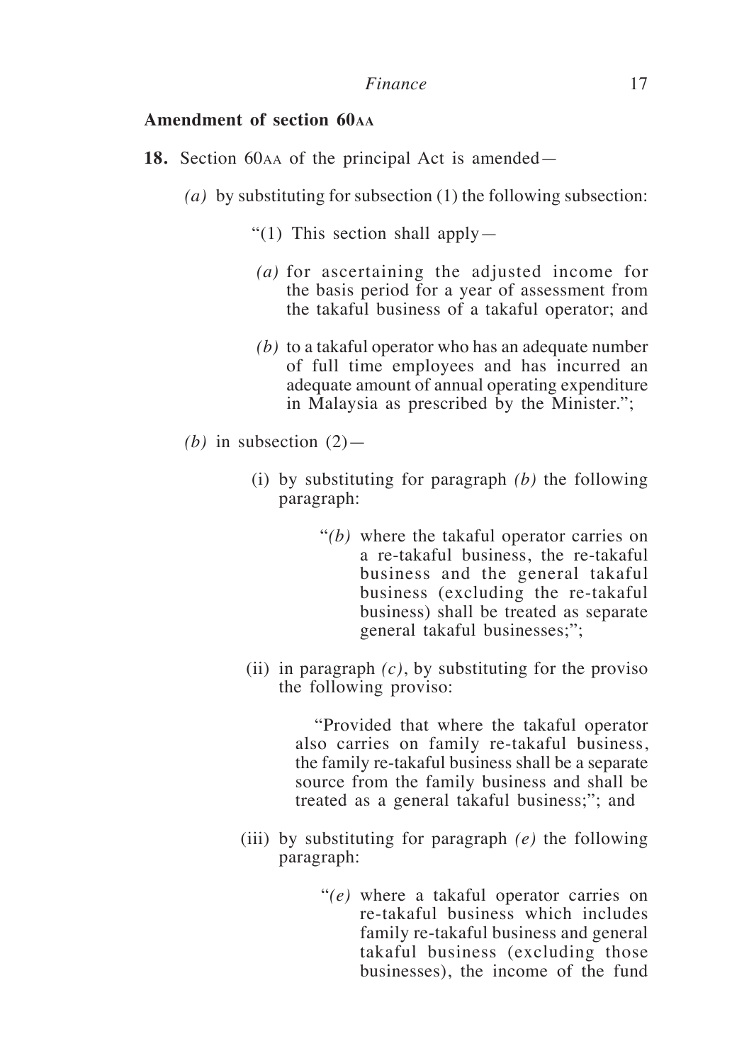**Amendment of section 60AA**

**18.** Section 60AA of the principal Act is amended—

*(a)* by substituting for subsection (1) the following subsection:

"(1) This section shall apply—

*(a)* for ascertaining the adjusted income for the basis period for a year of assessment from the takaful business of a takaful operator; and

*(b)* to a takaful operator who has an adequate number of full time employees and has incurred an adequate amount of annual operating expenditure in Malaysia as prescribed by the Minister.";

*(b)* in subsection (2)—

(i) by substituting for paragraph *(b)* the following paragraph:

"*(b)* where the takaful operator carries on a re-takaful business, the re-takaful business and the general takaful business (excluding the re-takaful business) shall be treated as separate general takaful businesses;";

(ii) in paragraph *(c)*, by substituting for the proviso the following proviso:

"Provided that where the takaful operator also carries on family re-takaful business, the family re-takaful business shall be a separate source from the family business and shall be treated as a general takaful business;"; and

(iii) by substituting for paragraph *(e)* the following paragraph:

"*(e)* where a takaful operator carries on re-takaful business which includes family re-takaful business and general takaful business (excluding those businesses), the income of the fund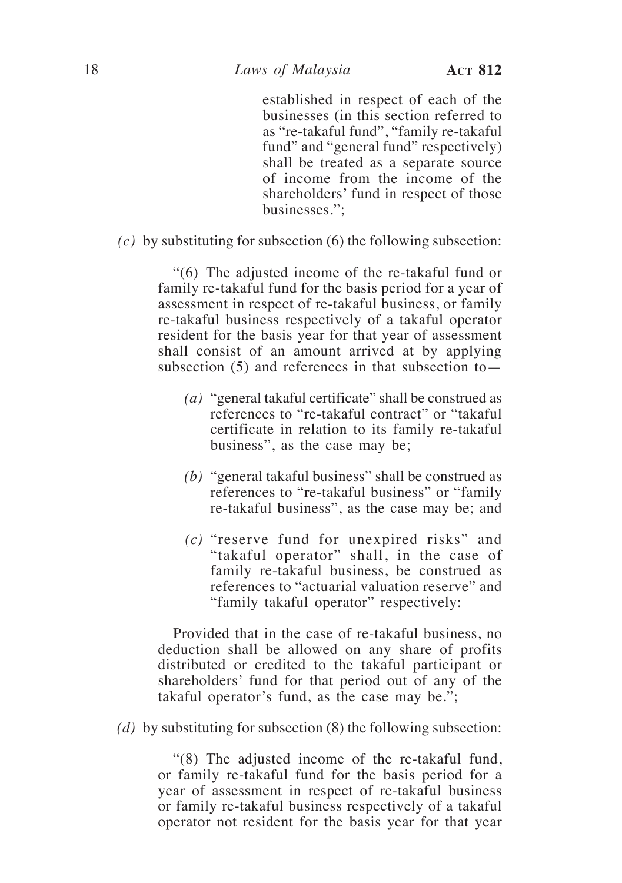established in respect of each of the businesses (in this section referred to as "re-takaful fund", "family re-takaful fund" and "general fund" respectively) shall be treated as a separate source of income from the income of the shareholders' fund in respect of those businesses.";

*(c)* by substituting for subsection (6) the following subsection:

"(6) The adjusted income of the re-takaful fund or family re-takaful fund for the basis period for a year of assessment in respect of re-takaful business, or family re-takaful business respectively of a takaful operator resident for the basis year for that year of assessment shall consist of an amount arrived at by applying subsection (5) and references in that subsection to—

*(a)* "general takaful certificate" shall be construed as references to "re-takaful contract" or "takaful certificate in relation to its family re-takaful business", as the case may be;

*(b)* "general takaful business" shall be construed as references to "re-takaful business" or "family re-takaful business", as the case may be; and

*(c)* "reserve fund for unexpired risks" and "takaful operator" shall, in the case of family re-takaful business, be construed as references to "actuarial valuation reserve" and "family takaful operator" respectively:

Provided that in the case of re-takaful business, no deduction shall be allowed on any share of profits distributed or credited to the takaful participant or shareholders' fund for that period out of any of the takaful operator's fund, as the case may be.";

*(d)* by substituting for subsection (8) the following subsection:

"(8) The adjusted income of the re-takaful fund, or family re-takaful fund for the basis period for a year of assessment in respect of re-takaful business or family re-takaful business respectively of a takaful operator not resident for the basis year for that year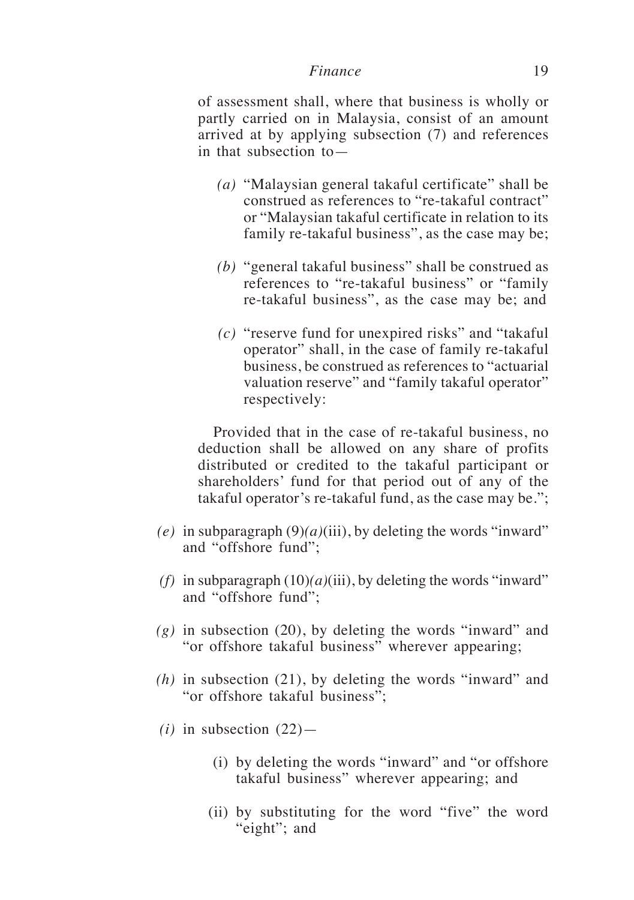of assessment shall, where that business is wholly or partly carried on in Malaysia, consist of an amount arrived at by applying subsection (7) and references in that subsection to—

*(a)* "Malaysian general takaful certificate" shall be construed as references to "re-takaful contract" or "Malaysian takaful certificate in relation to its family re-takaful business", as the case may be;

*(b)* "general takaful business" shall be construed as references to "re-takaful business" or "family re-takaful business", as the case may be; and

*(c)* "reserve fund for unexpired risks" and "takaful operator" shall, in the case of family re-takaful business, be construed as references to "actuarial valuation reserve" and "family takaful operator" respectively:

Provided that in the case of re-takaful business, no deduction shall be allowed on any share of profits distributed or credited to the takaful participant or shareholders' fund for that period out of any of the takaful operator's re-takaful fund, as the case may be.";

*(e)* in subparagraph (9)*(a)*(iii), by deleting the words "inward" and "offshore fund";

*(f)* in subparagraph (10)*(a)*(iii), by deleting the words "inward" and "offshore fund";

*(g)* in subsection (20), by deleting the words "inward" and "or offshore takaful business" wherever appearing;

*(h)* in subsection (21), by deleting the words "inward" and "or offshore takaful business";

*(i)* in subsection (22)—

(i) by deleting the words "inward" and "or offshore takaful business" wherever appearing; and

(ii) by substituting for the word "five" the word "eight"; and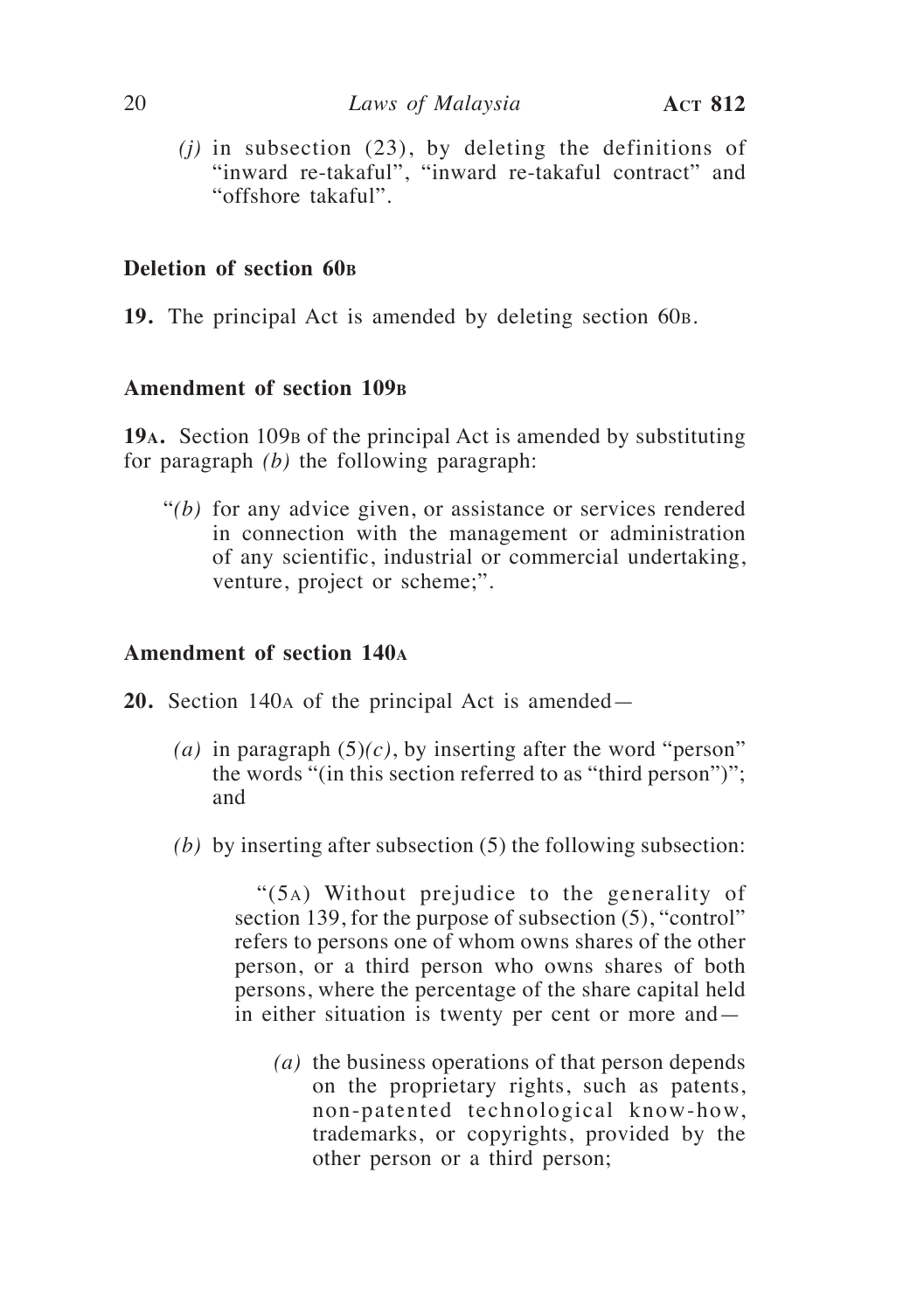*(j)* in subsection (23), by deleting the definitions of "inward re-takaful", "inward re-takaful contract" and "offshore takaful".

**Deletion of section 60B**

**19.** The principal Act is amended by deleting section 60B.

**Amendment of section 109B**

**19A.** Section 109B of the principal Act is amended by substituting for paragraph *(b)* the following paragraph:

"*(b)* for any advice given, or assistance or services rendered in connection with the management or administration of any scientific, industrial or commercial undertaking, venture, project or scheme;".

**Amendment of section 140A**

**20.** Section 140A of the principal Act is amended—

*(a)* in paragraph (5)*(c)*, by inserting after the word "person" the words "(in this section referred to as "third person")"; and

*(b)* by inserting after subsection (5) the following subsection:

"(5A) Without prejudice to the generality of section 139, for the purpose of subsection (5), "control" refers to persons one of whom owns shares of the other person, or a third person who owns shares of both persons, where the percentage of the share capital held in either situation is twenty per cent or more and—

*(a)* the business operations of that person depends on the proprietary rights, such as patents, non-patented technological know-how, trademarks, or copyrights, provided by the other person or a third person;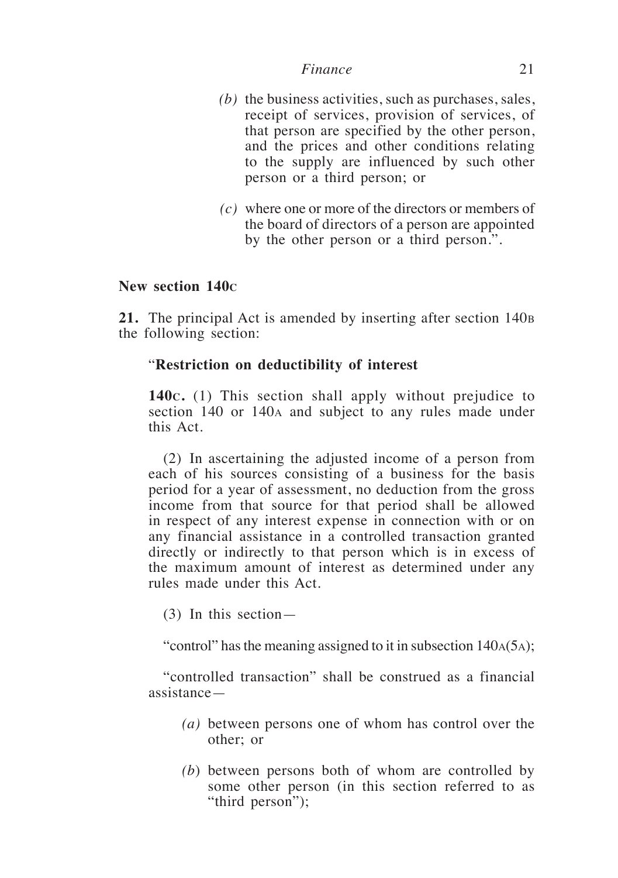*(b)* the business activities, such as purchases, sales, receipt of services, provision of services, of that person are specified by the other person, and the prices and other conditions relating to the supply are influenced by such other person or a third person; or

*(c)* where one or more of the directors or members of the board of directors of a person are appointed by the other person or a third person.".

**New section 140C**

**21.** The principal Act is amended by inserting after section 140B the following section:

"**Restriction on deductibility of interest**

**140C.** (1) This section shall apply without prejudice to section 140 or 140A and subject to any rules made under this Act.

(2) In ascertaining the adjusted income of a person from each of his sources consisting of a business for the basis period for a year of assessment, no deduction from the gross income from that source for that period shall be allowed in respect of any interest expense in connection with or on any financial assistance in a controlled transaction granted directly or indirectly to that person which is in excess of the maximum amount of interest as determined under any rules made under this Act.

(3) In this section—

"control" has the meaning assigned to it in subsection 140A(5A);

"controlled transaction" shall be construed as a financial assistance—

*(a)* between persons one of whom has control over the other; or

*(b)* between persons both of whom are controlled by some other person (in this section referred to as "third person");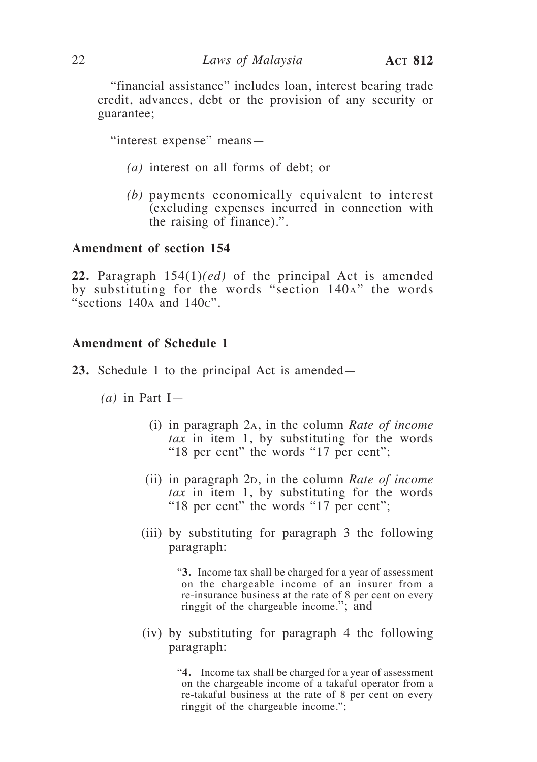"financial assistance" includes loan, interest bearing trade credit, advances, debt or the provision of any security or guarantee;

"interest expense" means—

*(a)* interest on all forms of debt; or

*(b)* payments economically equivalent to interest (excluding expenses incurred in connection with the raising of finance).".

### Amendment of section 154

**22.** Paragraph 154(1)*(ed)* of the principal Act is amended by substituting for the words "section 140A" the words "sections 140A and 140C".

### Amendment of Schedule 1

**23.** Schedule 1 to the principal Act is amended—

*(a)* in Part I—

(i) in paragraph 2A, in the column *Rate of income tax* in item 1, by substituting for the words "18 per cent" the words "17 per cent";

(ii) in paragraph 2D, in the column *Rate of income tax* in item 1, by substituting for the words "18 per cent" the words "17 per cent";

(iii) by substituting for paragraph 3 the following paragraph:

"**3.** Income tax shall be charged for a year of assessment on the chargeable income of an insurer from a re-insurance business at the rate of 8 per cent on every ringgit of the chargeable income."; and

(iv) by substituting for paragraph 4 the following paragraph:

"**4.** Income tax shall be charged for a year of assessment on the chargeable income of a takaful operator from a re-takaful business at the rate of 8 per cent on every ringgit of the chargeable income.";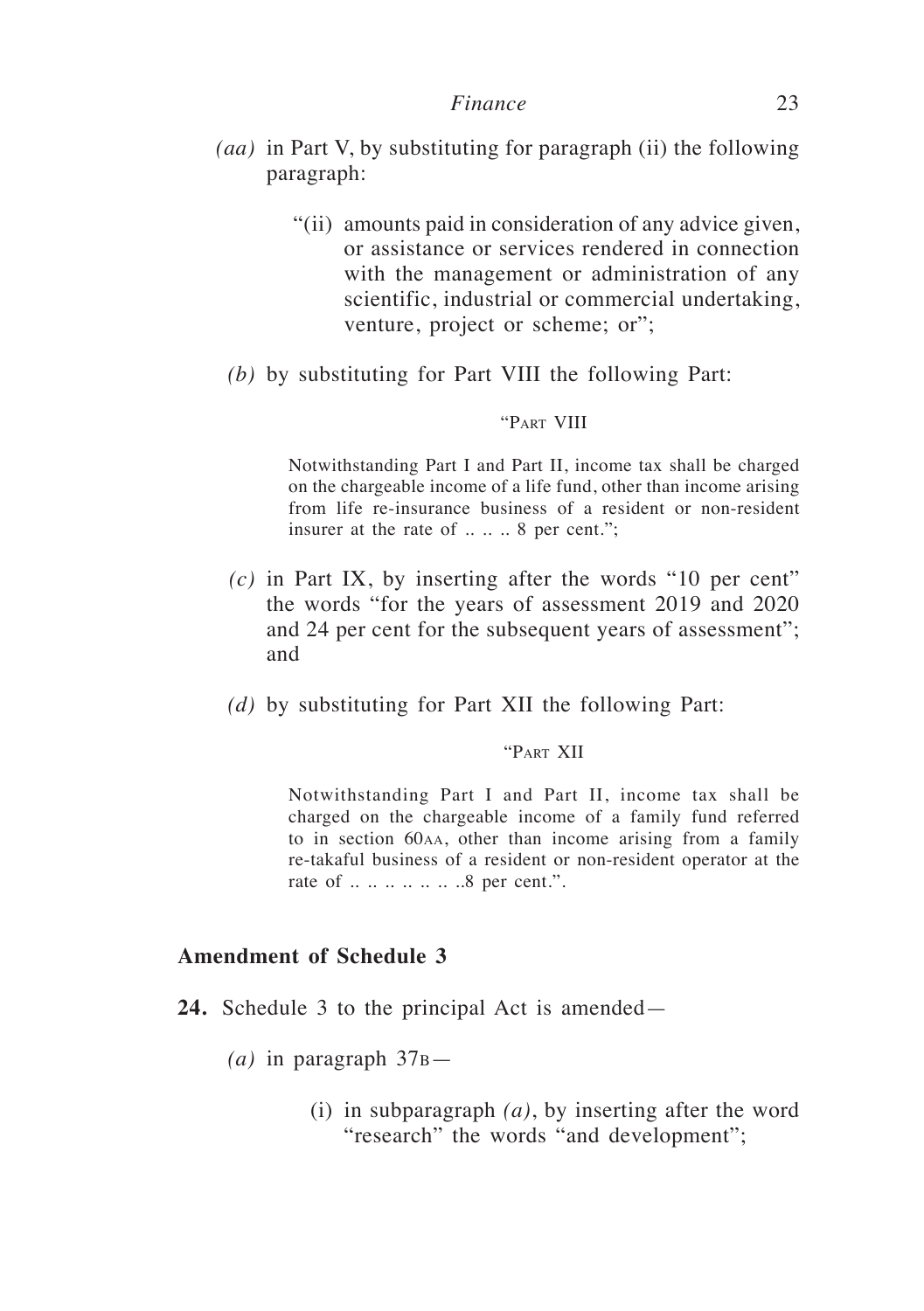*(aa)* in Part V, by substituting for paragraph (ii) the following paragraph:

> "(ii) amounts paid in consideration of any advice given, or assistance or services rendered in connection with the management or administration of any scientific, industrial or commercial undertaking, venture, project or scheme; or";

*(b)* by substituting for Part VIII the following Part:

> "PART VIII
>
> Notwithstanding Part I and Part II, income tax shall be charged on the chargeable income of a life fund, other than income arising from life re-insurance business of a resident or non-resident insurer at the rate of .. .. .. 8 per cent.";

*(c)* in Part IX, by inserting after the words "10 per cent" the words "for the years of assessment 2019 and 2020 and 24 per cent for the subsequent years of assessment"; and

*(d)* by substituting for Part XII the following Part:

> "PART XII
>
> Notwithstanding Part I and Part II, income tax shall be charged on the chargeable income of a family fund referred to in section 60AA, other than income arising from a family re-takaful business of a resident or non-resident operator at the rate of .. .. .. .. .. .. ..8 per cent.".

**Amendment of Schedule 3**

**24.** Schedule 3 to the principal Act is amended—

*(a)* in paragraph 37B—

(i) in subparagraph *(a)*, by inserting after the word "research" the words "and development";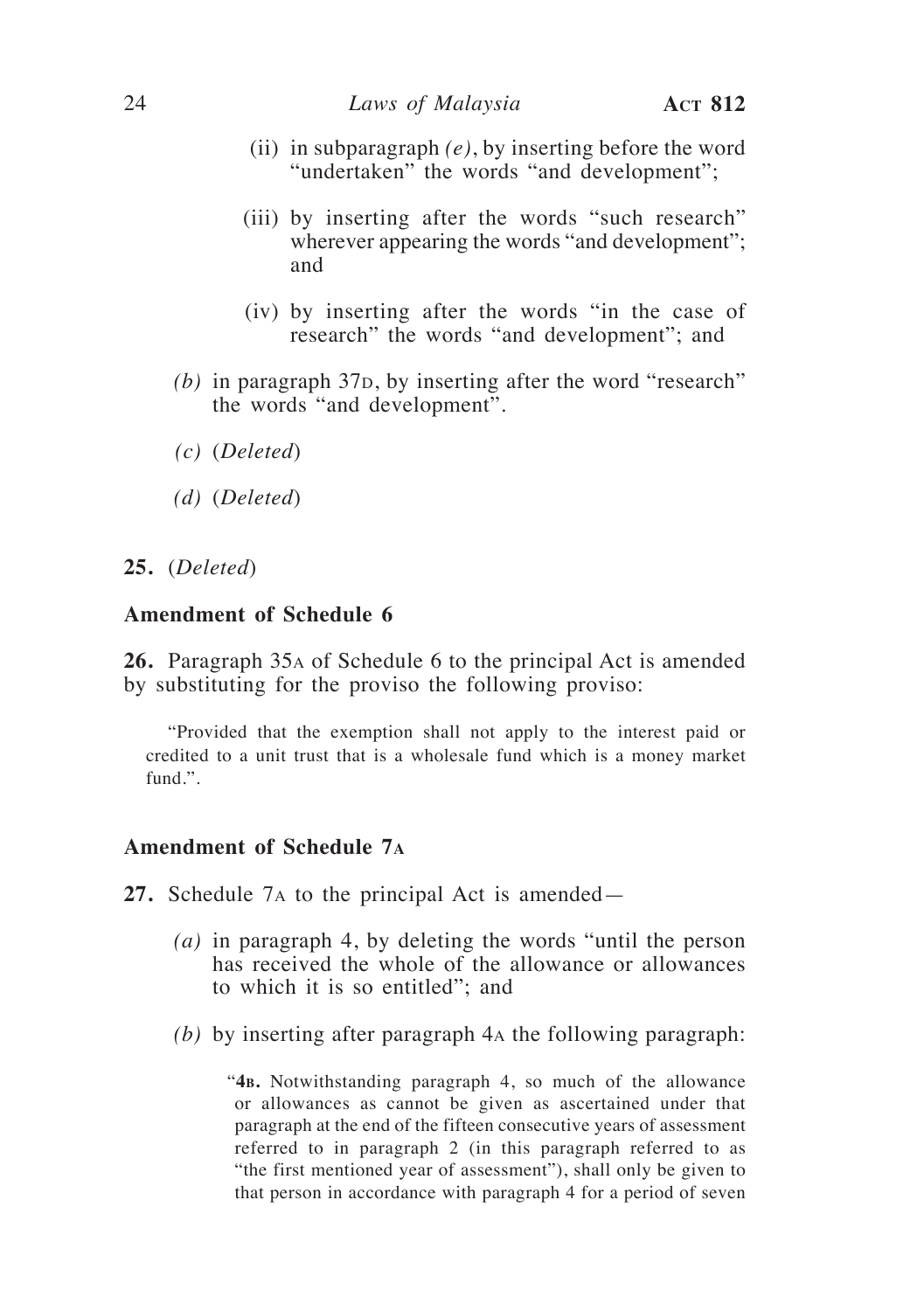(ii) in subparagraph *(e)*, by inserting before the word "undertaken" the words "and development";

(iii) by inserting after the words "such research" wherever appearing the words "and development"; and

(iv) by inserting after the words "in the case of research" the words "and development"; and

*(b)* in paragraph 37D, by inserting after the word "research" the words "and development".

*(c)* (*Deleted*)

*(d)* (*Deleted*)

**25.** (*Deleted*)

### Amendment of Schedule 6

**26.** Paragraph 35A of Schedule 6 to the principal Act is amended by substituting for the proviso the following proviso:

"Provided that the exemption shall not apply to the interest paid or credited to a unit trust that is a wholesale fund which is a money market fund.".

### Amendment of Schedule 7A

**27.** Schedule 7A to the principal Act is amended—

*(a)* in paragraph 4, by deleting the words "until the person has received the whole of the allowance or allowances to which it is so entitled"; and

*(b)* by inserting after paragraph 4A the following paragraph:

"**4B.** Notwithstanding paragraph 4, so much of the allowance or allowances as cannot be given as ascertained under that paragraph at the end of the fifteen consecutive years of assessment referred to in paragraph 2 (in this paragraph referred to as "the first mentioned year of assessment"), shall only be given to that person in accordance with paragraph 4 for a period of seven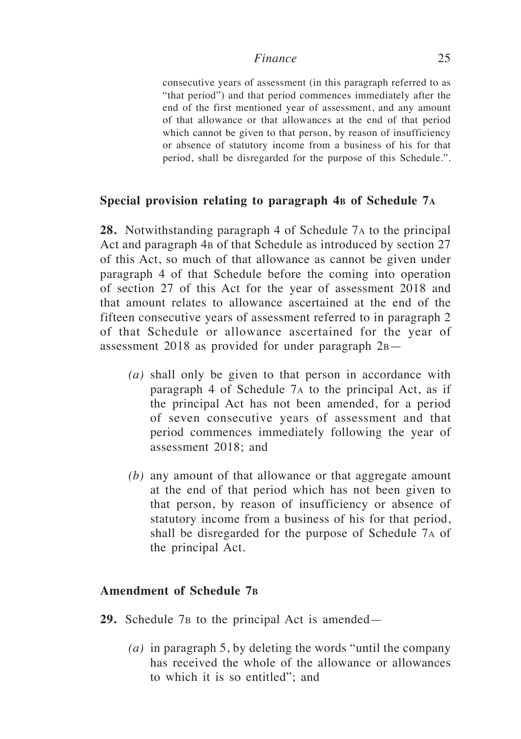consecutive years of assessment (in this paragraph referred to as "that period") and that period commences immediately after the end of the first mentioned year of assessment, and any amount of that allowance or that allowances at the end of that period which cannot be given to that person, by reason of insufficiency or absence of statutory income from a business of his for that period, shall be disregarded for the purpose of this Schedule.".

**Special provision relating to paragraph 4B of Schedule 7A**

**28.** Notwithstanding paragraph 4 of Schedule 7A to the principal Act and paragraph 4B of that Schedule as introduced by section 27 of this Act, so much of that allowance as cannot be given under paragraph 4 of that Schedule before the coming into operation of section 27 of this Act for the year of assessment 2018 and that amount relates to allowance ascertained at the end of the fifteen consecutive years of assessment referred to in paragraph 2 of that Schedule or allowance ascertained for the year of assessment 2018 as provided for under paragraph 2B—

*(a)* shall only be given to that person in accordance with paragraph 4 of Schedule 7A to the principal Act, as if the principal Act has not been amended, for a period of seven consecutive years of assessment and that period commences immediately following the year of assessment 2018; and

*(b)* any amount of that allowance or that aggregate amount at the end of that period which has not been given to that person, by reason of insufficiency or absence of statutory income from a business of his for that period, shall be disregarded for the purpose of Schedule 7A of the principal Act.

**Amendment of Schedule 7B**

**29.** Schedule 7B to the principal Act is amended—

*(a)* in paragraph 5, by deleting the words "until the company has received the whole of the allowance or allowances to which it is so entitled"; and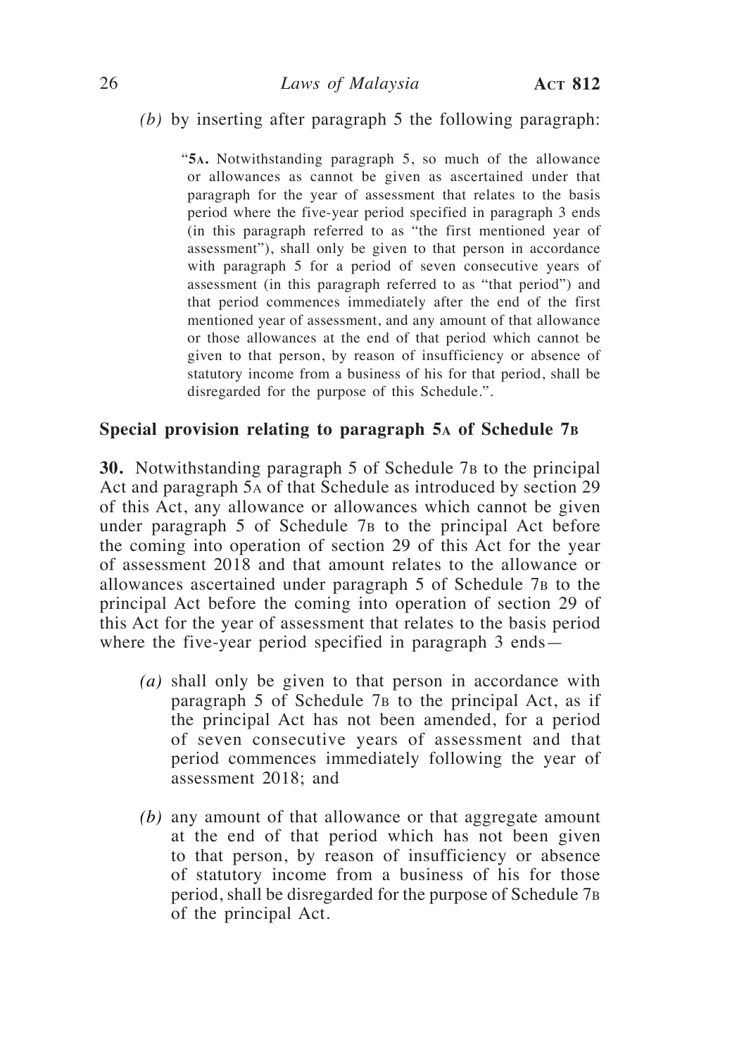*(b)* by inserting after paragraph 5 the following paragraph:

> "**5A.** Notwithstanding paragraph 5, so much of the allowance or allowances as cannot be given as ascertained under that paragraph for the year of assessment that relates to the basis period where the five-year period specified in paragraph 3 ends (in this paragraph referred to as "the first mentioned year of assessment"), shall only be given to that person in accordance with paragraph 5 for a period of seven consecutive years of assessment (in this paragraph referred to as "that period") and that period commences immediately after the end of the first mentioned year of assessment, and any amount of that allowance or those allowances at the end of that period which cannot be given to that person, by reason of insufficiency or absence of statutory income from a business of his for that period, shall be disregarded for the purpose of this Schedule.".

**Special provision relating to paragraph 5A of Schedule 7B**

**30.** Notwithstanding paragraph 5 of Schedule 7B to the principal Act and paragraph 5A of that Schedule as introduced by section 29 of this Act, any allowance or allowances which cannot be given under paragraph 5 of Schedule 7B to the principal Act before the coming into operation of section 29 of this Act for the year of assessment 2018 and that amount relates to the allowance or allowances ascertained under paragraph 5 of Schedule 7B to the principal Act before the coming into operation of section 29 of this Act for the year of assessment that relates to the basis period where the five-year period specified in paragraph 3 ends—

*(a)* shall only be given to that person in accordance with paragraph 5 of Schedule 7B to the principal Act, as if the principal Act has not been amended, for a period of seven consecutive years of assessment and that period commences immediately following the year of assessment 2018; and

*(b)* any amount of that allowance or that aggregate amount at the end of that period which has not been given to that person, by reason of insufficiency or absence of statutory income from a business of his for those period, shall be disregarded for the purpose of Schedule 7B of the principal Act.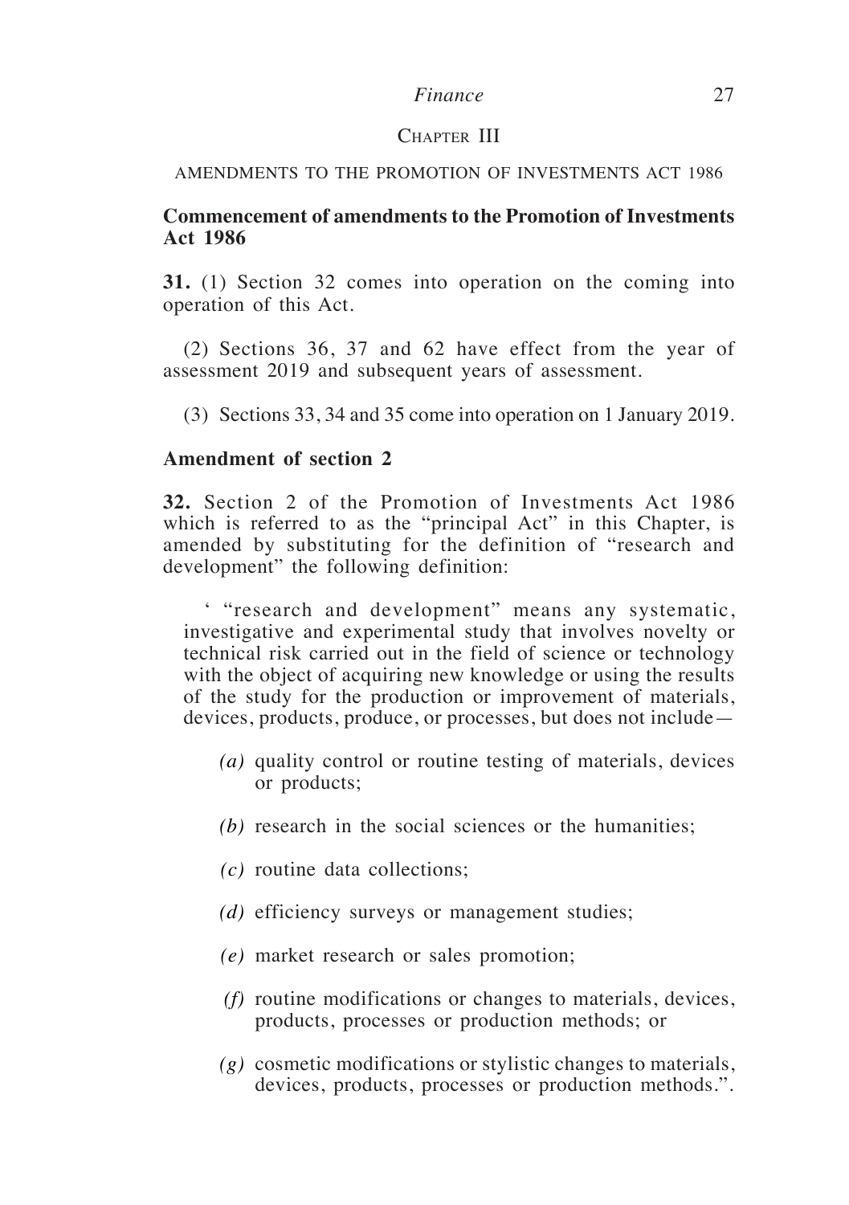## Chapter III

AMENDMENTS TO THE PROMOTION OF INVESTMENTS ACT 1986

### Commencement of amendments to the Promotion of Investments Act 1986

**31.** (1) Section 32 comes into operation on the coming into operation of this Act.

(2) Sections 36, 37 and 62 have effect from the year of assessment 2019 and subsequent years of assessment.

(3) Sections 33, 34 and 35 come into operation on 1 January 2019.

### Amendment of section 2

**32.** Section 2 of the Promotion of Investments Act 1986 which is referred to as the "principal Act" in this Chapter, is amended by substituting for the definition of "research and development" the following definition:

' "research and development" means any systematic, investigative and experimental study that involves novelty or technical risk carried out in the field of science or technology with the object of acquiring new knowledge or using the results of the study for the production or improvement of materials, devices, products, produce, or processes, but does not include—

*(a)* quality control or routine testing of materials, devices or products;

*(b)* research in the social sciences or the humanities;

*(c)* routine data collections;

*(d)* efficiency surveys or management studies;

*(e)* market research or sales promotion;

*(f)* routine modifications or changes to materials, devices, products, processes or production methods; or

*(g)* cosmetic modifications or stylistic changes to materials, devices, products, processes or production methods.".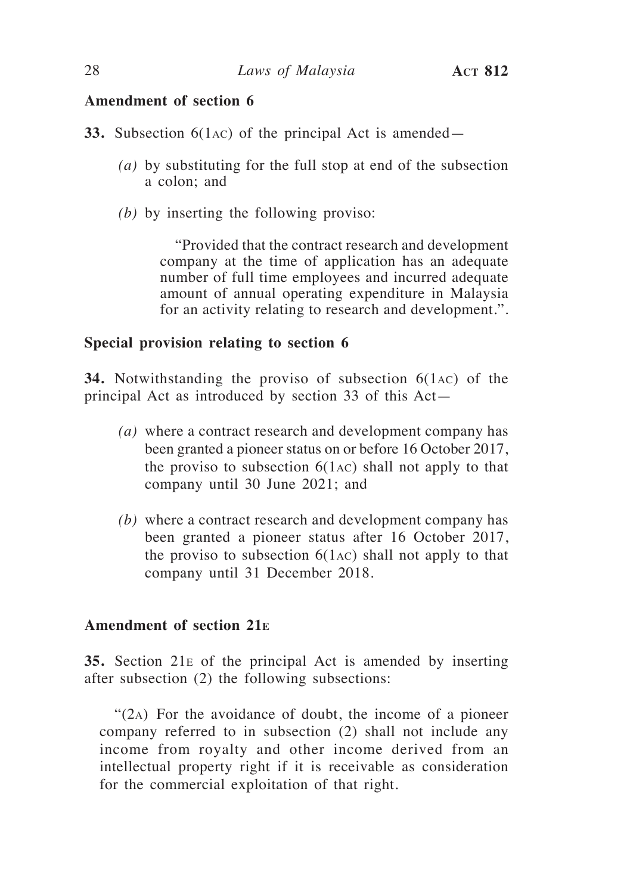**Amendment of section 6**

**33.** Subsection 6(1AC) of the principal Act is amended—

*(a)* by substituting for the full stop at end of the subsection a colon; and

*(b)* by inserting the following proviso:

> "Provided that the contract research and development company at the time of application has an adequate number of full time employees and incurred adequate amount of annual operating expenditure in Malaysia for an activity relating to research and development.".

**Special provision relating to section 6**

**34.** Notwithstanding the proviso of subsection 6(1AC) of the principal Act as introduced by section 33 of this Act—

*(a)* where a contract research and development company has been granted a pioneer status on or before 16 October 2017, the proviso to subsection 6(1AC) shall not apply to that company until 30 June 2021; and

*(b)* where a contract research and development company has been granted a pioneer status after 16 October 2017, the proviso to subsection 6(1AC) shall not apply to that company until 31 December 2018.

**Amendment of section 21E**

**35.** Section 21E of the principal Act is amended by inserting after subsection (2) the following subsections:

"(2A) For the avoidance of doubt, the income of a pioneer company referred to in subsection (2) shall not include any income from royalty and other income derived from an intellectual property right if it is receivable as consideration for the commercial exploitation of that right.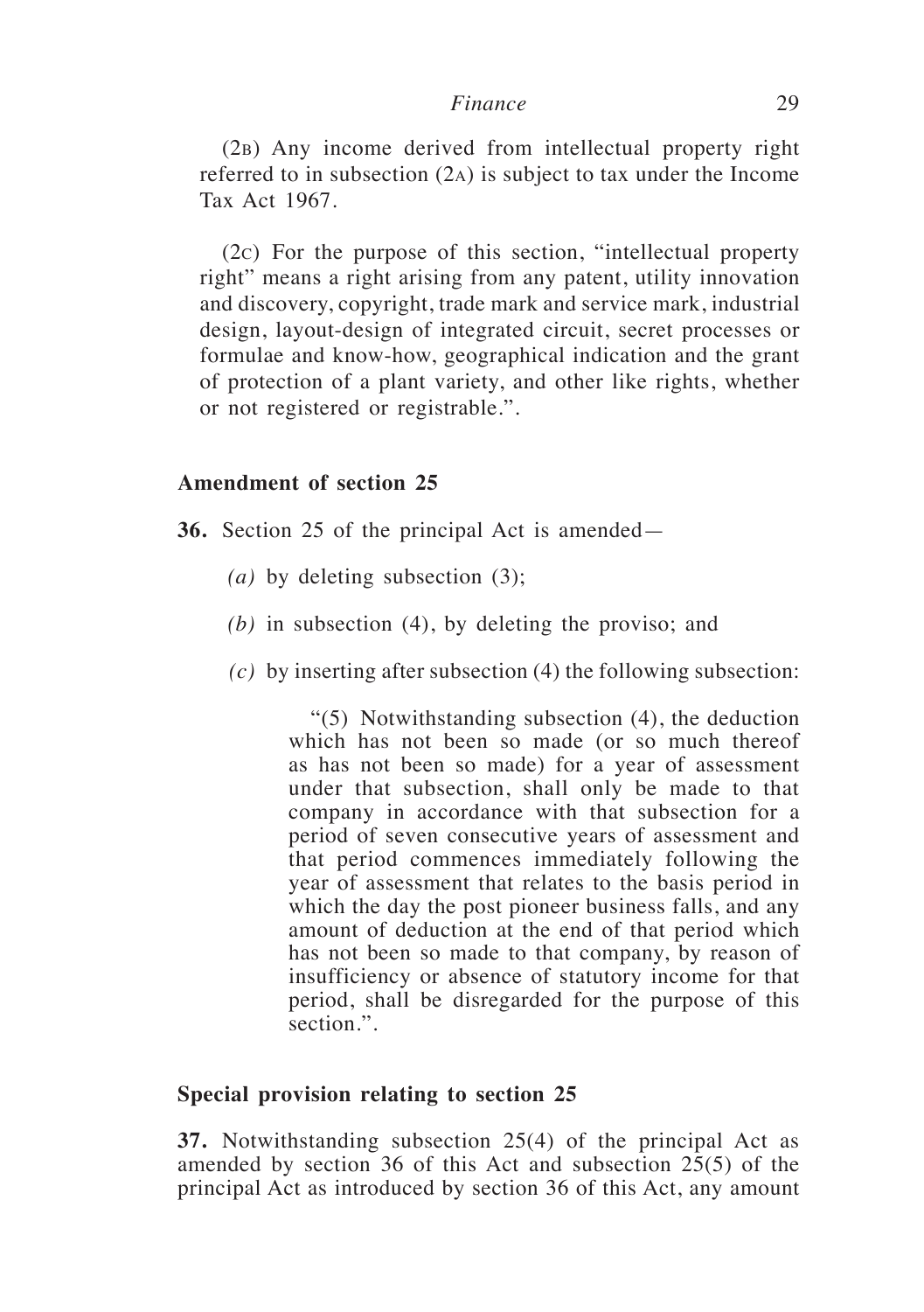(2B) Any income derived from intellectual property right referred to in subsection (2A) is subject to tax under the Income Tax Act 1967.

(2C) For the purpose of this section, "intellectual property right" means a right arising from any patent, utility innovation and discovery, copyright, trade mark and service mark, industrial design, layout-design of integrated circuit, secret processes or formulae and know-how, geographical indication and the grant of protection of a plant variety, and other like rights, whether or not registered or registrable.".

### Amendment of section 25

**36.** Section 25 of the principal Act is amended—

*(a)* by deleting subsection (3);

*(b)* in subsection (4), by deleting the proviso; and

*(c)* by inserting after subsection (4) the following subsection:

> "(5) Notwithstanding subsection (4), the deduction which has not been so made (or so much thereof as has not been so made) for a year of assessment under that subsection, shall only be made to that company in accordance with that subsection for a period of seven consecutive years of assessment and that period commences immediately following the year of assessment that relates to the basis period in which the day the post pioneer business falls, and any amount of deduction at the end of that period which has not been so made to that company, by reason of insufficiency or absence of statutory income for that period, shall be disregarded for the purpose of this section.".

### Special provision relating to section 25

**37.** Notwithstanding subsection 25(4) of the principal Act as amended by section 36 of this Act and subsection 25(5) of the principal Act as introduced by section 36 of this Act, any amount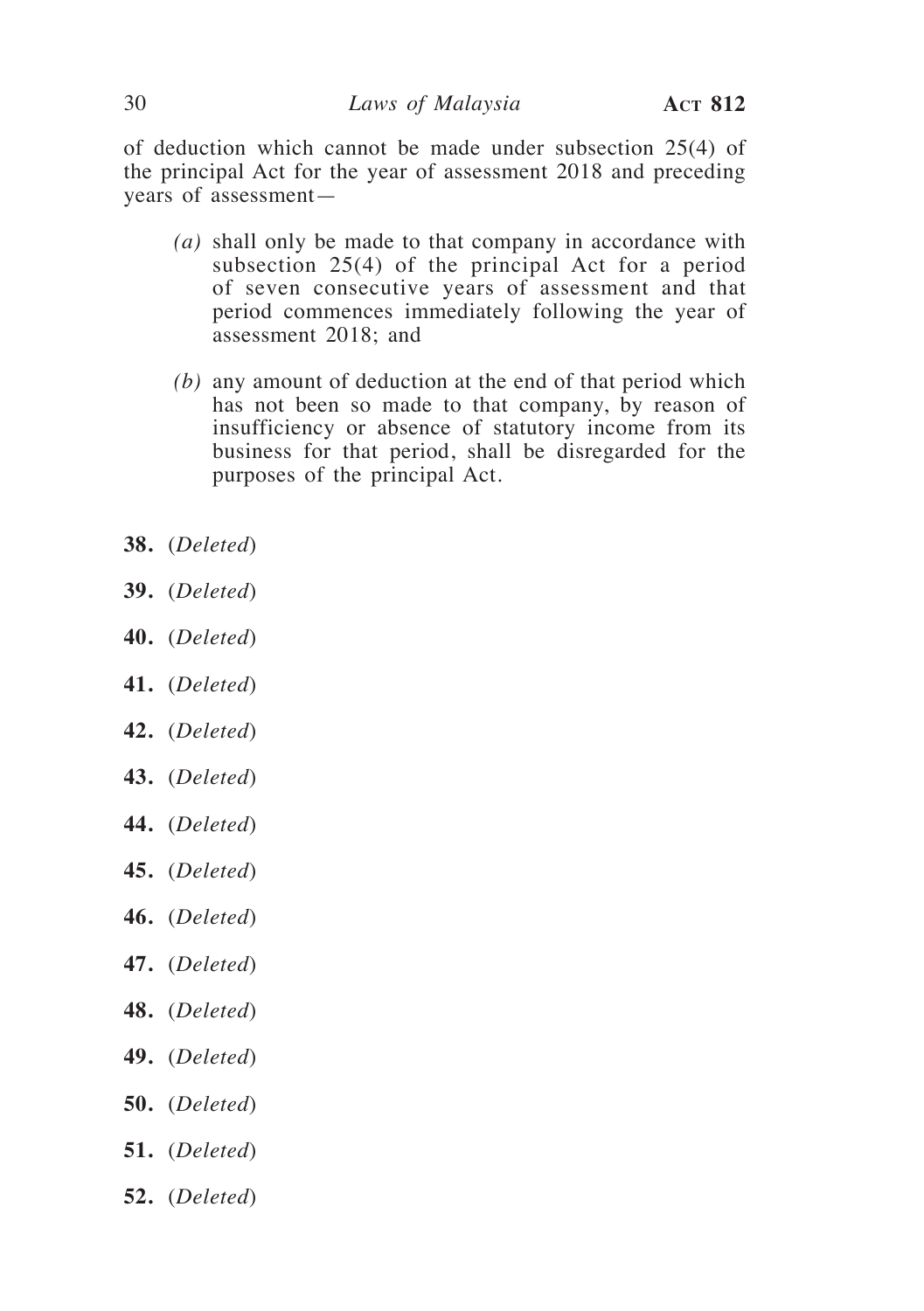of deduction which cannot be made under subsection 25(4) of the principal Act for the year of assessment 2018 and preceding years of assessment—

*(a)* shall only be made to that company in accordance with subsection 25(4) of the principal Act for a period of seven consecutive years of assessment and that period commences immediately following the year of assessment 2018; and

*(b)* any amount of deduction at the end of that period which has not been so made to that company, by reason of insufficiency or absence of statutory income from its business for that period, shall be disregarded for the purposes of the principal Act.

**38.** (*Deleted*)

**39.** (*Deleted*)

**40.** (*Deleted*)

**41.** (*Deleted*)

**42.** (*Deleted*)

**43.** (*Deleted*)

**44.** (*Deleted*)

**45.** (*Deleted*)

**46.** (*Deleted*)

**47.** (*Deleted*)

**48.** (*Deleted*)

**49.** (*Deleted*)

**50.** (*Deleted*)

**51.** (*Deleted*)

**52.** (*Deleted*)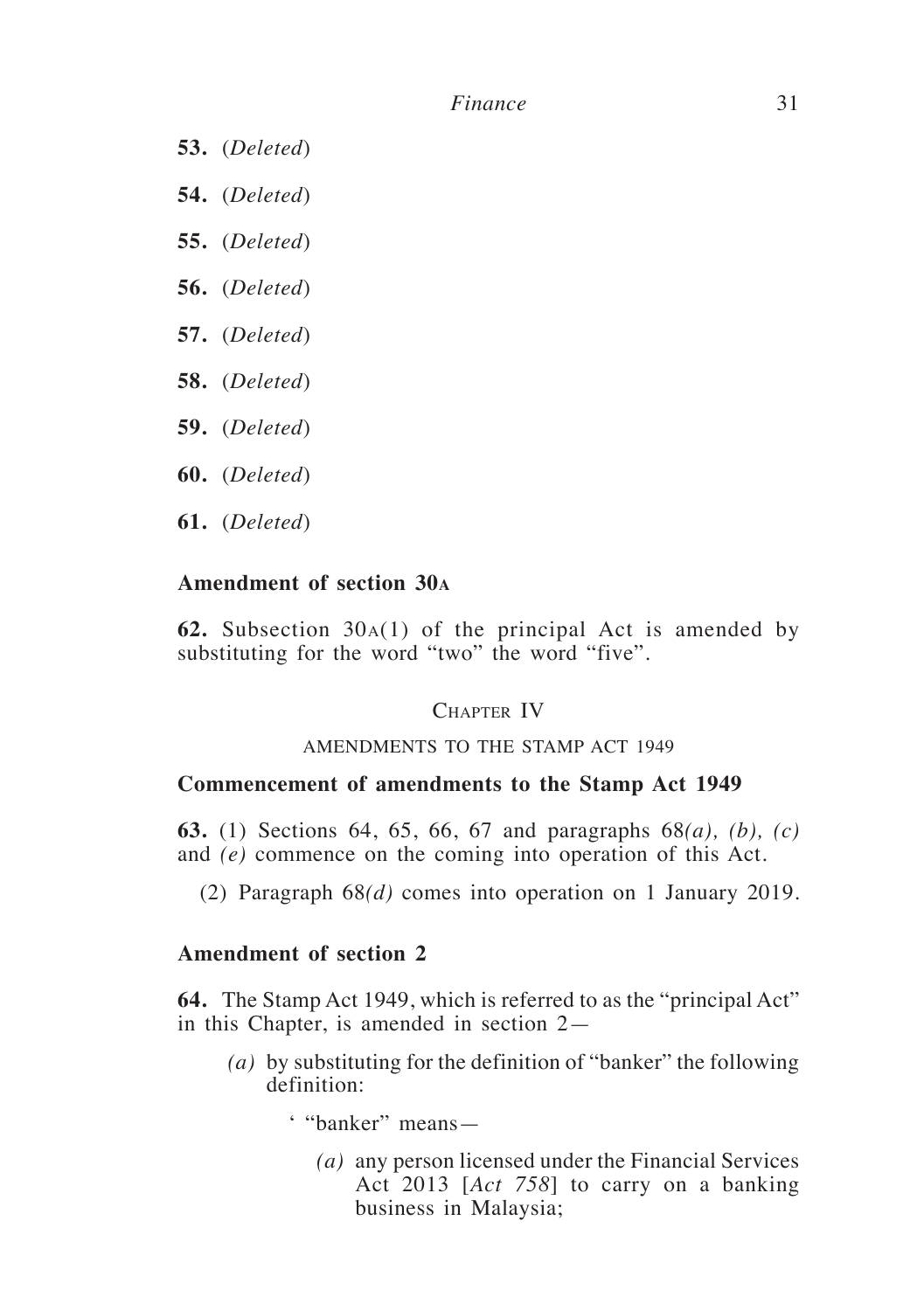**53.** (*Deleted*)

**54.** (*Deleted*)

**55.** (*Deleted*)

**56.** (*Deleted*)

**57.** (*Deleted*)

**58.** (*Deleted*)

**59.** (*Deleted*)

**60.** (*Deleted*)

**61.** (*Deleted*)

### Amendment of section 30A

**62.** Subsection 30A(1) of the principal Act is amended by substituting for the word "two" the word "five".

## CHAPTER IV

## AMENDMENTS TO THE STAMP ACT 1949

### Commencement of amendments to the Stamp Act 1949

**63.** (1) Sections 64, 65, 66, 67 and paragraphs 68*(a), (b), (c)* and *(e)* commence on the coming into operation of this Act.

(2) Paragraph 68*(d)* comes into operation on 1 January 2019.

### Amendment of section 2

**64.** The Stamp Act 1949, which is referred to as the "principal Act" in this Chapter, is amended in section 2—

*(a)* by substituting for the definition of "banker" the following definition:

' "banker" means—

*(a)* any person licensed under the Financial Services Act 2013 [*Act 758*] to carry on a banking business in Malaysia;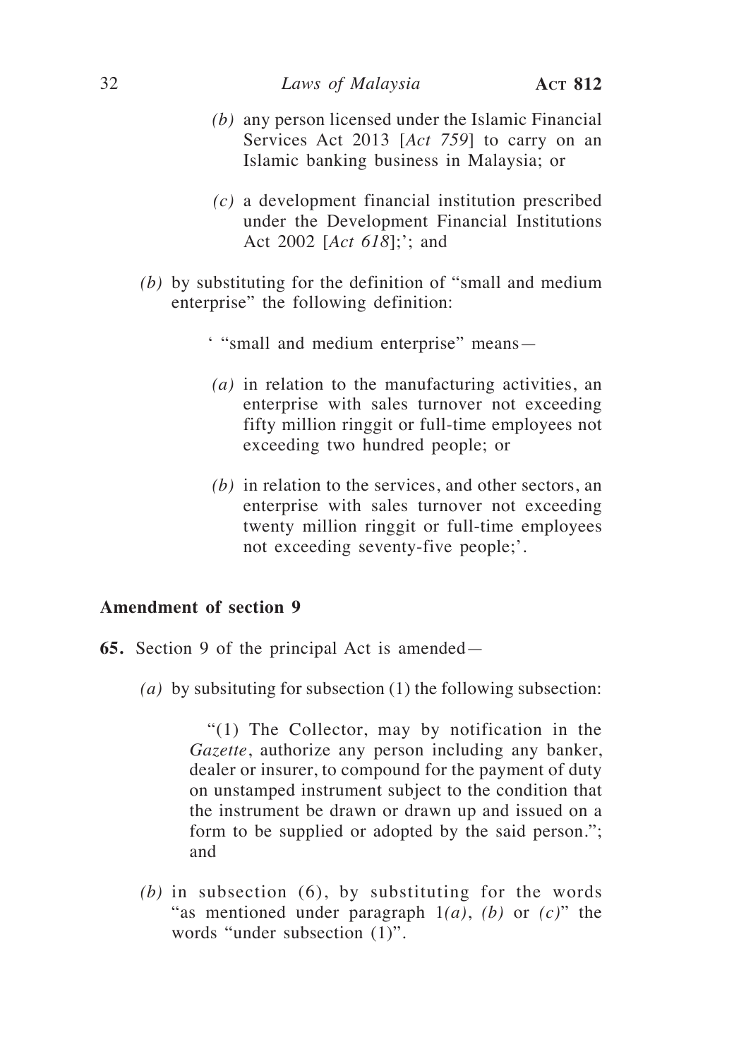(b) any person licensed under the Islamic Financial Services Act 2013 [*Act 759*] to carry on an Islamic banking business in Malaysia; or

(c) a development financial institution prescribed under the Development Financial Institutions Act 2002 [*Act 618*];'; and

*(b)* by substituting for the definition of "small and medium enterprise" the following definition:

' "small and medium enterprise" means—

*(a)* in relation to the manufacturing activities, an enterprise with sales turnover not exceeding fifty million ringgit or full-time employees not exceeding two hundred people; or

*(b)* in relation to the services, and other sectors, an enterprise with sales turnover not exceeding twenty million ringgit or full-time employees not exceeding seventy-five people;'.

### Amendment of section 9

**65.** Section 9 of the principal Act is amended—

*(a)* by subsituting for subsection (1) the following subsection:

"(1) The Collector, may by notification in the *Gazette*, authorize any person including any banker, dealer or insurer, to compound for the payment of duty on unstamped instrument subject to the condition that the instrument be drawn or drawn up and issued on a form to be supplied or adopted by the said person."; and

*(b)* in subsection (6), by substituting for the words "as mentioned under paragraph 1*(a)*, *(b)* or *(c)*" the words "under subsection (1)".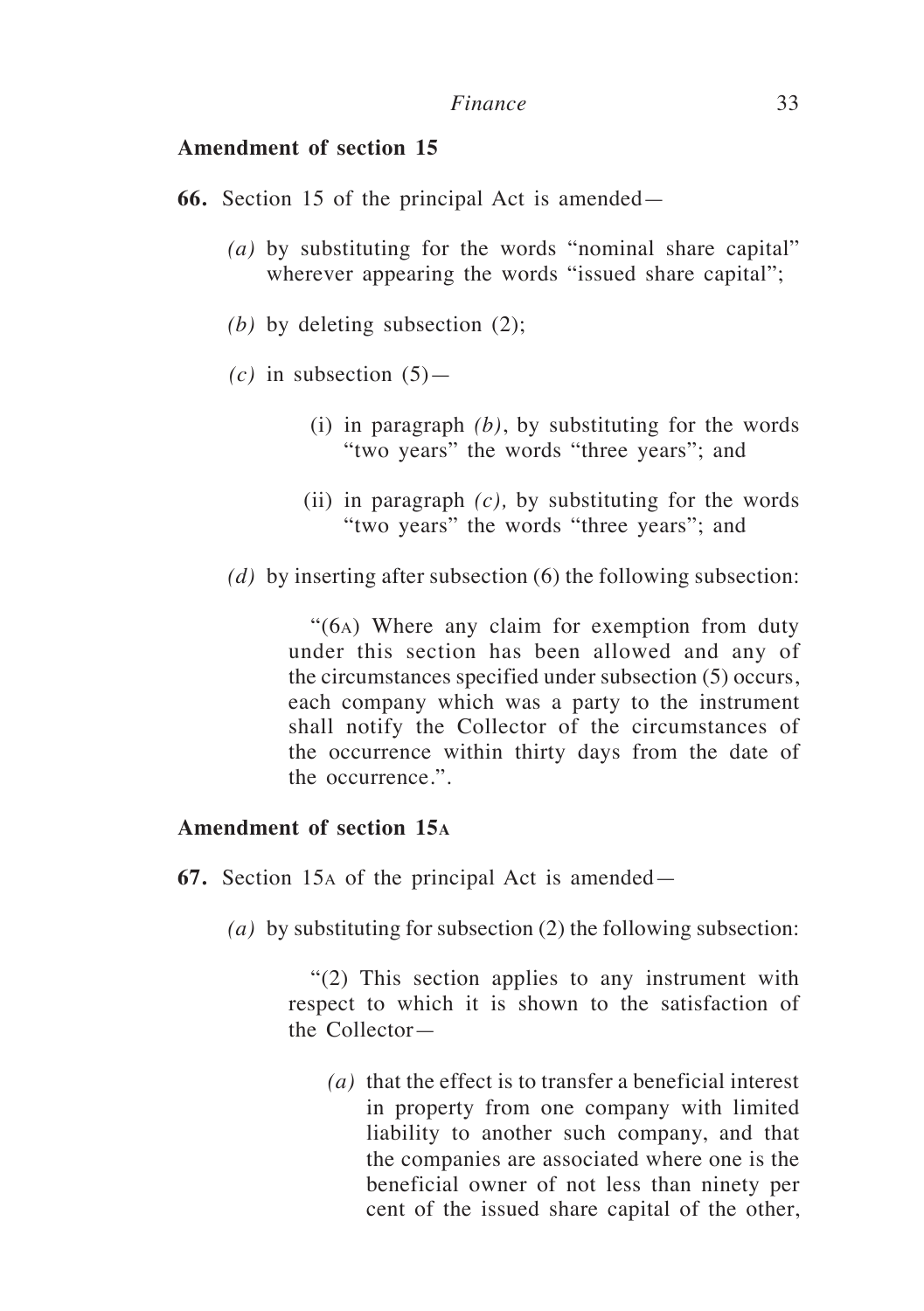### Amendment of section 15

**66.** Section 15 of the principal Act is amended—

*(a)* by substituting for the words "nominal share capital" wherever appearing the words "issued share capital";

*(b)* by deleting subsection (2);

*(c)* in subsection (5)—

(i) in paragraph *(b)*, by substituting for the words "two years" the words "three years"; and

(ii) in paragraph *(c),* by substituting for the words "two years" the words "three years"; and

*(d)* by inserting after subsection (6) the following subsection:

"(6A) Where any claim for exemption from duty under this section has been allowed and any of the circumstances specified under subsection (5) occurs, each company which was a party to the instrument shall notify the Collector of the circumstances of the occurrence within thirty days from the date of the occurrence.".

### Amendment of section 15A

**67.** Section 15A of the principal Act is amended—

*(a)* by substituting for subsection (2) the following subsection:

"(2) This section applies to any instrument with respect to which it is shown to the satisfaction of the Collector—

*(a)* that the effect is to transfer a beneficial interest in property from one company with limited liability to another such company, and that the companies are associated where one is the beneficial owner of not less than ninety per cent of the issued share capital of the other,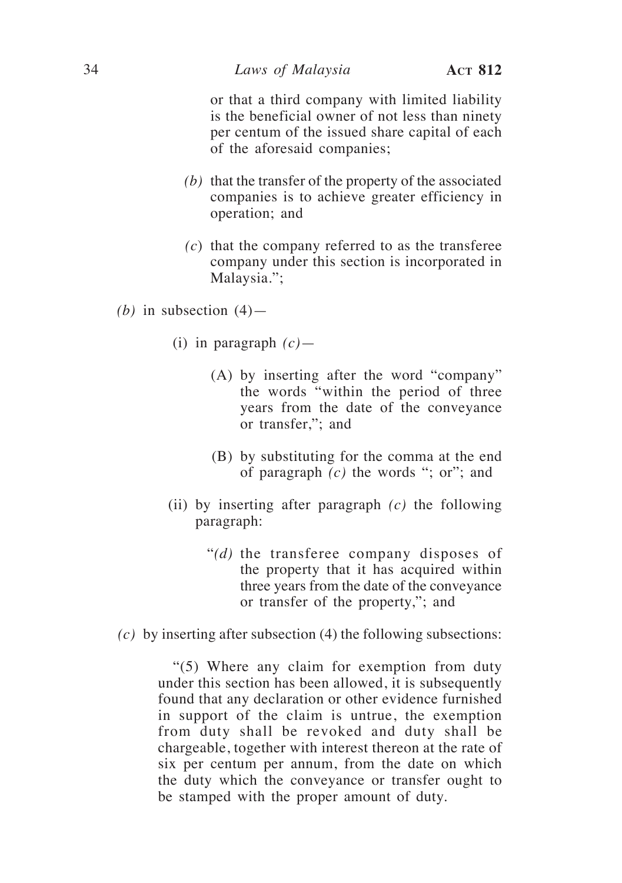or that a third company with limited liability is the beneficial owner of not less than ninety per centum of the issued share capital of each of the aforesaid companies;

*(b)* that the transfer of the property of the associated companies is to achieve greater efficiency in operation; and

*(c)* that the company referred to as the transferee company under this section is incorporated in Malaysia.";

*(b)* in subsection (4)—

(i) in paragraph *(c)*—

(A) by inserting after the word "company" the words "within the period of three years from the date of the conveyance or transfer,"; and

(B) by substituting for the comma at the end of paragraph *(c)* the words "; or"; and

(ii) by inserting after paragraph *(c)* the following paragraph:

"*(d)* the transferee company disposes of the property that it has acquired within three years from the date of the conveyance or transfer of the property,"; and

*(c)* by inserting after subsection (4) the following subsections:

"(5) Where any claim for exemption from duty under this section has been allowed, it is subsequently found that any declaration or other evidence furnished in support of the claim is untrue, the exemption from duty shall be revoked and duty shall be chargeable, together with interest thereon at the rate of six per centum per annum, from the date on which the duty which the conveyance or transfer ought to be stamped with the proper amount of duty.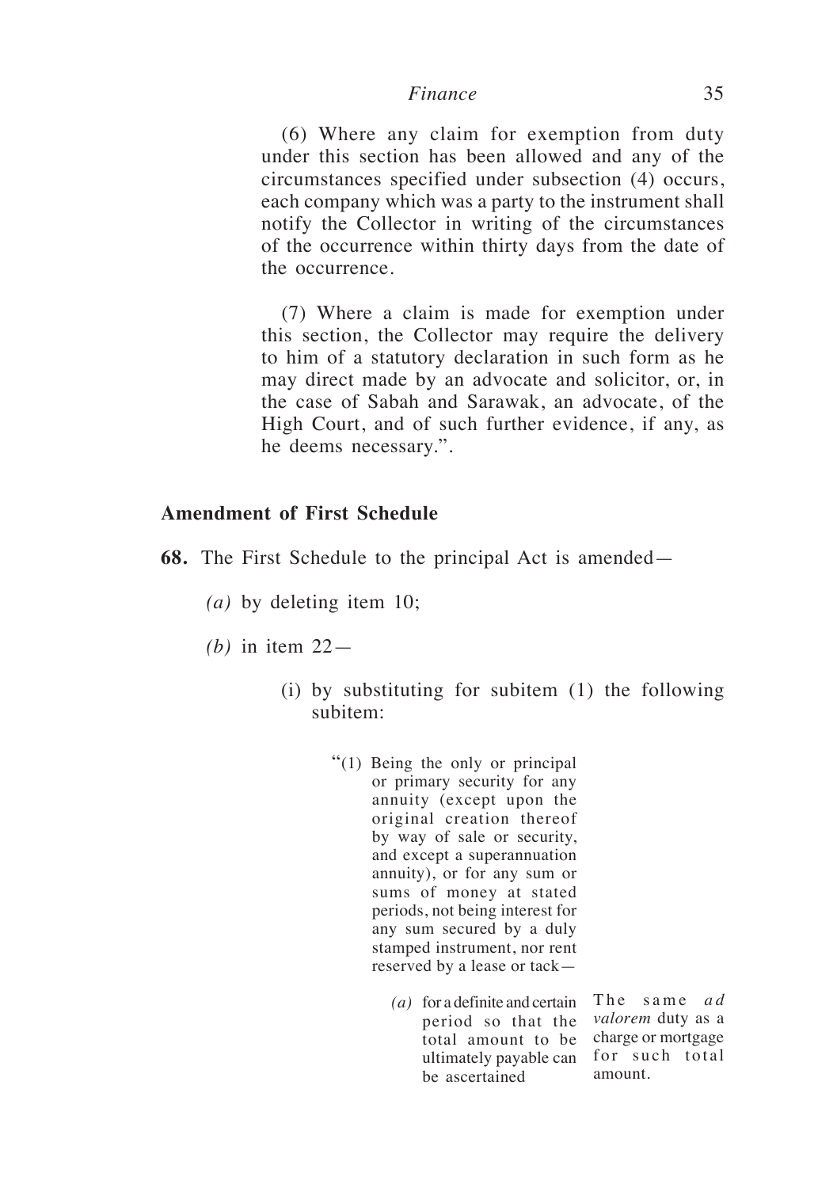(6) Where any claim for exemption from duty under this section has been allowed and any of the circumstances specified under subsection (4) occurs, each company which was a party to the instrument shall notify the Collector in writing of the circumstances of the occurrence within thirty days from the date of the occurrence.

(7) Where a claim is made for exemption under this section, the Collector may require the delivery to him of a statutory declaration in such form as he may direct made by an advocate and solicitor, or, in the case of Sabah and Sarawak, an advocate, of the High Court, and of such further evidence, if any, as he deems necessary.".

**Amendment of First Schedule**

**68.** The First Schedule to the principal Act is amended—

*(a)* by deleting item 10;

*(b)* in item 22—

(i) by substituting for subitem (1) the following subitem:

"(1) Being the only or principal or primary security for any annuity (except upon the original creation thereof by way of sale or security, and except a superannuation annuity), or for any sum or sums of money at stated periods, not being interest for any sum secured by a duly stamped instrument, nor rent reserved by a lease or tack—

| | |
|---|---|
| *(a)* for a definite and certain period so that the total amount to be ultimately payable can be ascertained | The same *ad valorem* duty as a charge or mortgage for such total amount. |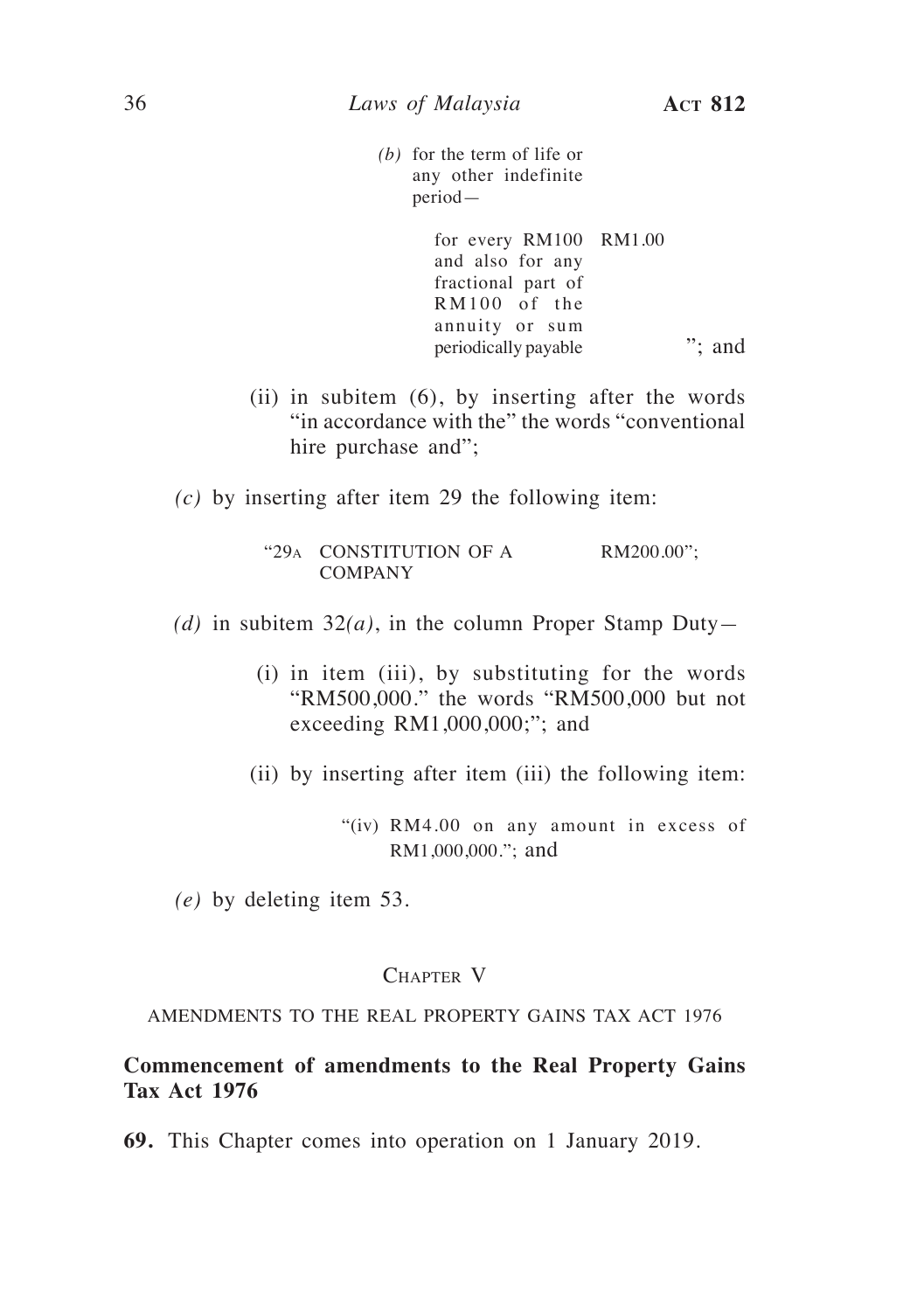*(b)* for the term of life or any other indefinite period—

| | |
|---|---|
| for every RM100 and also for any fractional part of RM100 of the annuity or sum periodically payable | RM1.00 |

"; and

(ii) in subitem (6), by inserting after the words "in accordance with the" the words "conventional hire purchase and";

*(c)* by inserting after item 29 the following item:

| | |
|---|---|
| "29A CONSTITUTION OF A COMPANY | RM200.00"; |

*(d)* in subitem 32*(a)*, in the column Proper Stamp Duty—

(i) in item (iii), by substituting for the words "RM500,000." the words "RM500,000 but not exceeding RM1,000,000;"; and

(ii) by inserting after item (iii) the following item:

"(iv) RM4.00 on any amount in excess of RM1,000,000."; and

*(e)* by deleting item 53.

## Chapter V

AMENDMENTS TO THE REAL PROPERTY GAINS TAX ACT 1976

### Commencement of amendments to the Real Property Gains Tax Act 1976

**69.** This Chapter comes into operation on 1 January 2019.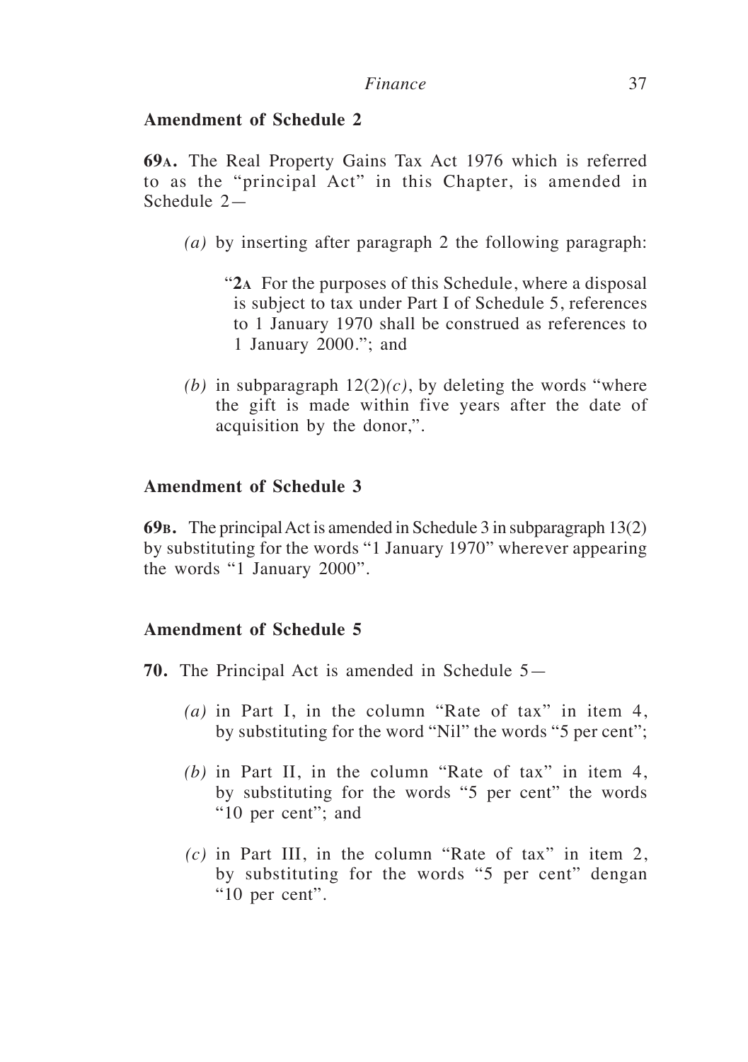**Amendment of Schedule 2**

**69A.** The Real Property Gains Tax Act 1976 which is referred to as the "principal Act" in this Chapter, is amended in Schedule 2—

*(a)* by inserting after paragraph 2 the following paragraph:

"**2A** For the purposes of this Schedule, where a disposal is subject to tax under Part I of Schedule 5, references to 1 January 1970 shall be construed as references to 1 January 2000."; and

*(b)* in subparagraph 12(2)*(c)*, by deleting the words "where the gift is made within five years after the date of acquisition by the donor,".

**Amendment of Schedule 3**

**69B.** The principal Act is amended in Schedule 3 in subparagraph 13(2) by substituting for the words "1 January 1970" wherever appearing the words "1 January 2000".

**Amendment of Schedule 5**

**70.** The Principal Act is amended in Schedule 5—

*(a)* in Part I, in the column "Rate of tax" in item 4, by substituting for the word "Nil" the words "5 per cent";

*(b)* in Part II, in the column "Rate of tax" in item 4, by substituting for the words "5 per cent" the words "10 per cent"; and

*(c)* in Part III, in the column "Rate of tax" in item 2, by substituting for the words "5 per cent" dengan "10 per cent".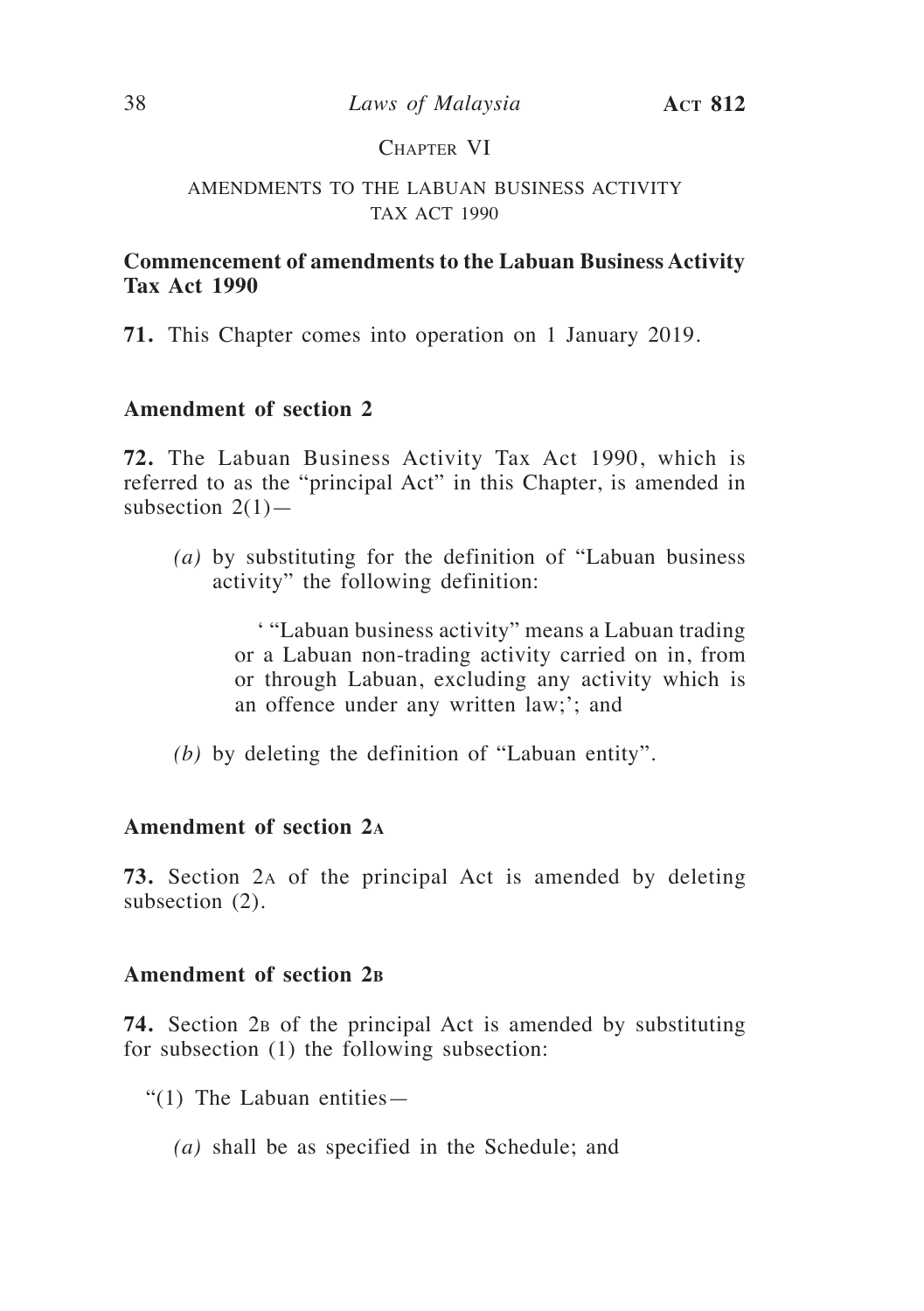## Chapter VI

### AMENDMENTS TO THE LABUAN BUSINESS ACTIVITY TAX ACT 1990

**Commencement of amendments to the Labuan Business Activity Tax Act 1990**

**71.** This Chapter comes into operation on 1 January 2019.

**Amendment of section 2**

**72.** The Labuan Business Activity Tax Act 1990, which is referred to as the "principal Act" in this Chapter, is amended in subsection 2(1)—

*(a)* by substituting for the definition of "Labuan business activity" the following definition:

' "Labuan business activity" means a Labuan trading or a Labuan non-trading activity carried on in, from or through Labuan, excluding any activity which is an offence under any written law;'; and

*(b)* by deleting the definition of "Labuan entity".

**Amendment of section 2A**

**73.** Section 2A of the principal Act is amended by deleting subsection (2).

**Amendment of section 2B**

**74.** Section 2B of the principal Act is amended by substituting for subsection (1) the following subsection:

"(1) The Labuan entities—

*(a)* shall be as specified in the Schedule; and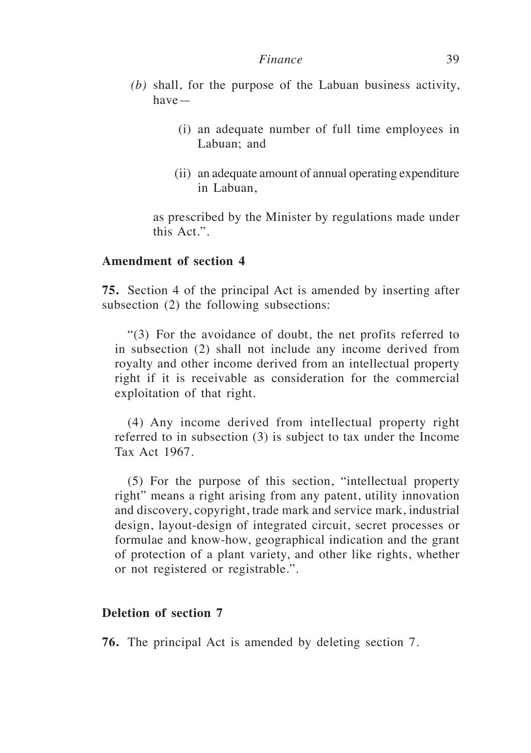*(b)* shall, for the purpose of the Labuan business activity, have—

(i) an adequate number of full time employees in Labuan; and

(ii) an adequate amount of annual operating expenditure in Labuan,

as prescribed by the Minister by regulations made under this Act.".

**Amendment of section 4**

**75.** Section 4 of the principal Act is amended by inserting after subsection (2) the following subsections:

"(3) For the avoidance of doubt, the net profits referred to in subsection (2) shall not include any income derived from royalty and other income derived from an intellectual property right if it is receivable as consideration for the commercial exploitation of that right.

(4) Any income derived from intellectual property right referred to in subsection (3) is subject to tax under the Income Tax Act 1967.

(5) For the purpose of this section, "intellectual property right" means a right arising from any patent, utility innovation and discovery, copyright, trade mark and service mark, industrial design, layout-design of integrated circuit, secret processes or formulae and know-how, geographical indication and the grant of protection of a plant variety, and other like rights, whether or not registered or registrable.".

**Deletion of section 7**

**76.** The principal Act is amended by deleting section 7.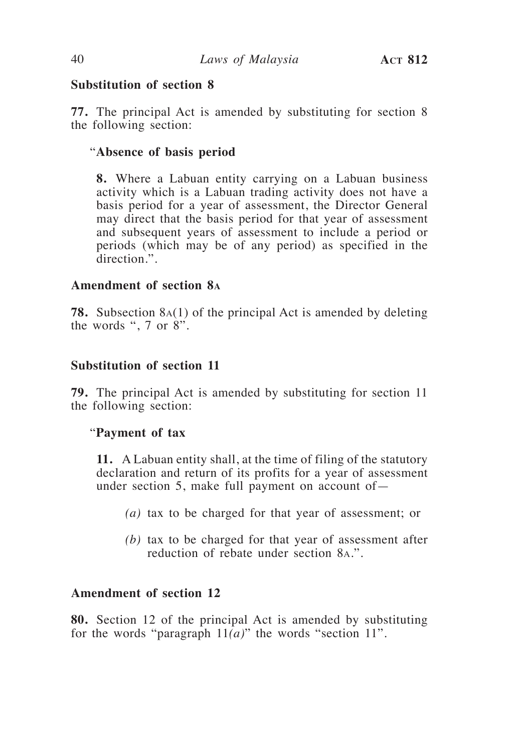**Substitution of section 8**

**77.** The principal Act is amended by substituting for section 8 the following section:

> "**Absence of basis period**
>
> **8.** Where a Labuan entity carrying on a Labuan business activity which is a Labuan trading activity does not have a basis period for a year of assessment, the Director General may direct that the basis period for that year of assessment and subsequent years of assessment to include a period or periods (which may be of any period) as specified in the direction.".

**Amendment of section 8A**

**78.** Subsection 8A(1) of the principal Act is amended by deleting the words ", 7 or 8".

**Substitution of section 11**

**79.** The principal Act is amended by substituting for section 11 the following section:

> "**Payment of tax**
>
> **11.** A Labuan entity shall, at the time of filing of the statutory declaration and return of its profits for a year of assessment under section 5, make full payment on account of—
>
> *(a)* tax to be charged for that year of assessment; or
>
> *(b)* tax to be charged for that year of assessment after reduction of rebate under section 8A.".

**Amendment of section 12**

**80.** Section 12 of the principal Act is amended by substituting for the words "paragraph 11*(a)*" the words "section 11".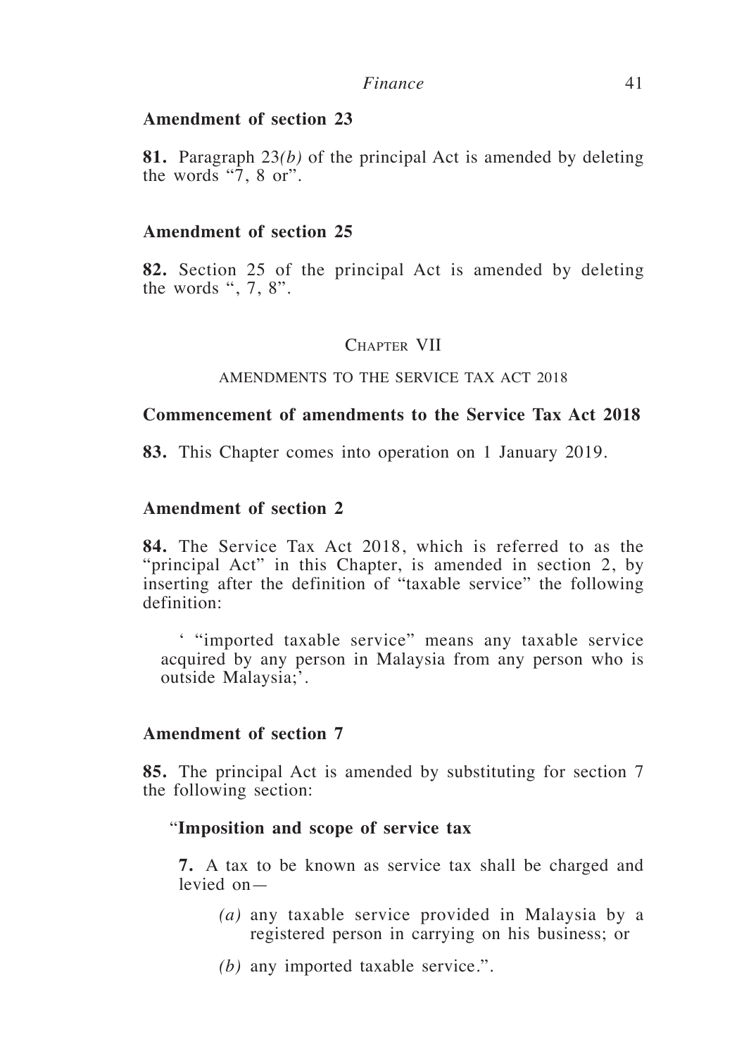**Amendment of section 23**

**81.** Paragraph 23*(b)* of the principal Act is amended by deleting the words "7, 8 or".

**Amendment of section 25**

**82.** Section 25 of the principal Act is amended by deleting the words ", 7, 8".

## Chapter VII

### AMENDMENTS TO THE SERVICE TAX ACT 2018

**Commencement of amendments to the Service Tax Act 2018**

**83.** This Chapter comes into operation on 1 January 2019.

**Amendment of section 2**

**84.** The Service Tax Act 2018, which is referred to as the "principal Act" in this Chapter, is amended in section 2, by inserting after the definition of "taxable service" the following definition:

> ' "imported taxable service" means any taxable service acquired by any person in Malaysia from any person who is outside Malaysia;'.

**Amendment of section 7**

**85.** The principal Act is amended by substituting for section 7 the following section:

> "**Imposition and scope of service tax**
>
> **7.** A tax to be known as service tax shall be charged and levied on—
>
> *(a)* any taxable service provided in Malaysia by a registered person in carrying on his business; or
>
> *(b)* any imported taxable service.".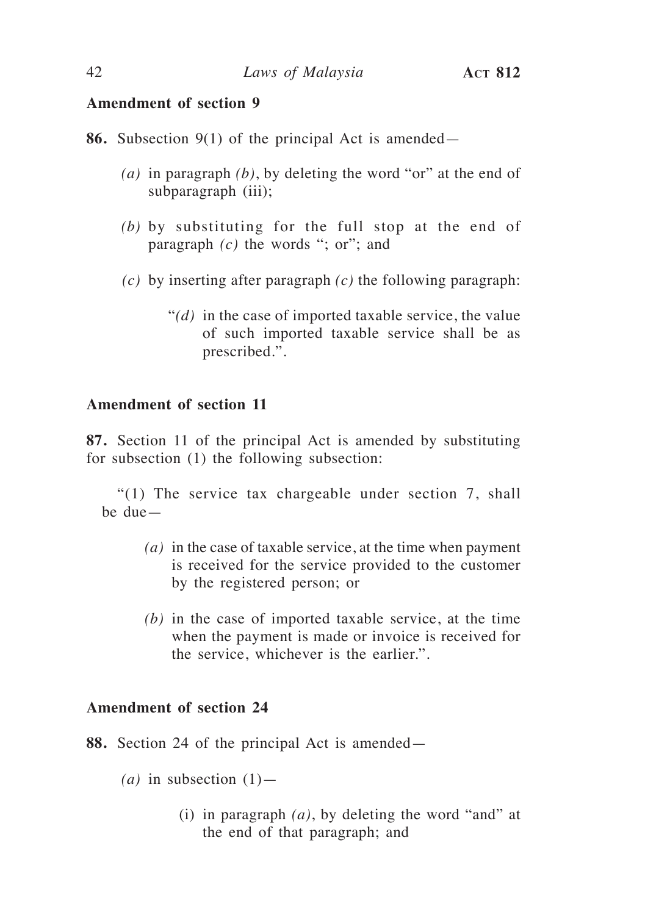**Amendment of section 9**

**86.** Subsection 9(1) of the principal Act is amended—

*(a)* in paragraph *(b)*, by deleting the word "or" at the end of subparagraph (iii);

*(b)* by substituting for the full stop at the end of paragraph *(c)* the words "; or"; and

*(c)* by inserting after paragraph *(c)* the following paragraph:

> "*(d)* in the case of imported taxable service, the value of such imported taxable service shall be as prescribed.".

**Amendment of section 11**

**87.** Section 11 of the principal Act is amended by substituting for subsection (1) the following subsection:

> "(1) The service tax chargeable under section 7, shall be due—
>
> *(a)* in the case of taxable service, at the time when payment is received for the service provided to the customer by the registered person; or
>
> *(b)* in the case of imported taxable service, at the time when the payment is made or invoice is received for the service, whichever is the earlier.".

**Amendment of section 24**

**88.** Section 24 of the principal Act is amended—

*(a)* in subsection (1)—

(i) in paragraph *(a)*, by deleting the word "and" at the end of that paragraph; and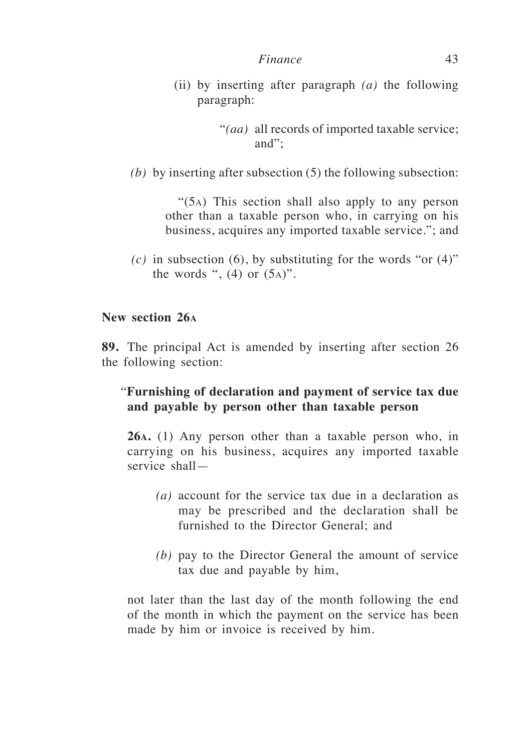(ii) by inserting after paragraph *(a)* the following paragraph:

"*(aa)* all records of imported taxable service; and";

*(b)* by inserting after subsection (5) the following subsection:

"(5A) This section shall also apply to any person other than a taxable person who, in carrying on his business, acquires any imported taxable service."; and

*(c)* in subsection (6), by substituting for the words "or (4)" the words ", (4) or (5A)".

**New section 26A**

**89.** The principal Act is amended by inserting after section 26 the following section:

"**Furnishing of declaration and payment of service tax due and payable by person other than taxable person**

**26A.** (1) Any person other than a taxable person who, in carrying on his business, acquires any imported taxable service shall—

*(a)* account for the service tax due in a declaration as may be prescribed and the declaration shall be furnished to the Director General; and

*(b)* pay to the Director General the amount of service tax due and payable by him,

not later than the last day of the month following the end of the month in which the payment on the service has been made by him or invoice is received by him.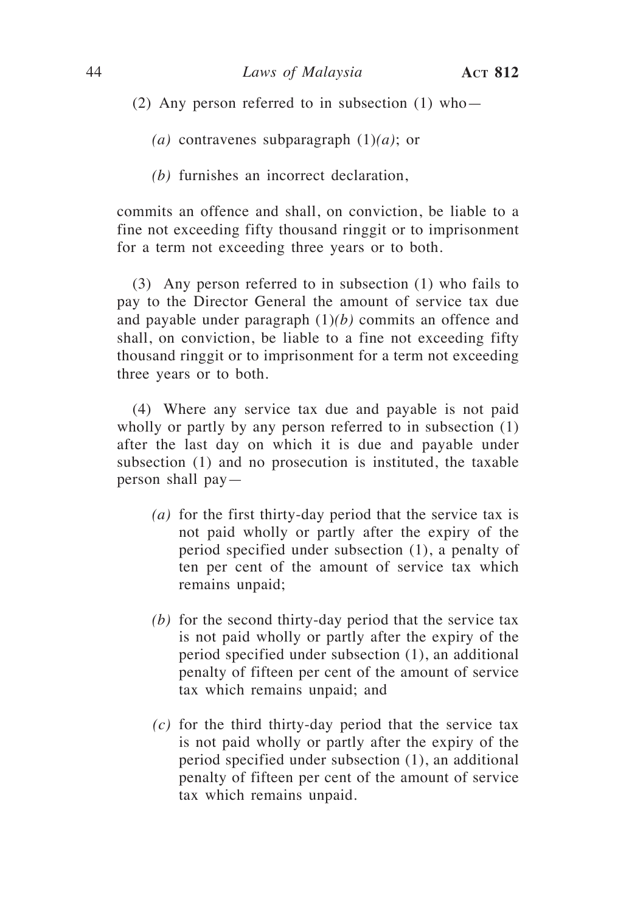(2) Any person referred to in subsection (1) who—

*(a)* contravenes subparagraph (1)*(a)*; or

*(b)* furnishes an incorrect declaration,

commits an offence and shall, on conviction, be liable to a fine not exceeding fifty thousand ringgit or to imprisonment for a term not exceeding three years or to both.

(3) Any person referred to in subsection (1) who fails to pay to the Director General the amount of service tax due and payable under paragraph (1)*(b)* commits an offence and shall, on conviction, be liable to a fine not exceeding fifty thousand ringgit or to imprisonment for a term not exceeding three years or to both.

(4) Where any service tax due and payable is not paid wholly or partly by any person referred to in subsection (1) after the last day on which it is due and payable under subsection (1) and no prosecution is instituted, the taxable person shall pay—

*(a)* for the first thirty-day period that the service tax is not paid wholly or partly after the expiry of the period specified under subsection (1), a penalty of ten per cent of the amount of service tax which remains unpaid;

*(b)* for the second thirty-day period that the service tax is not paid wholly or partly after the expiry of the period specified under subsection (1), an additional penalty of fifteen per cent of the amount of service tax which remains unpaid; and

*(c)* for the third thirty-day period that the service tax is not paid wholly or partly after the expiry of the period specified under subsection (1), an additional penalty of fifteen per cent of the amount of service tax which remains unpaid.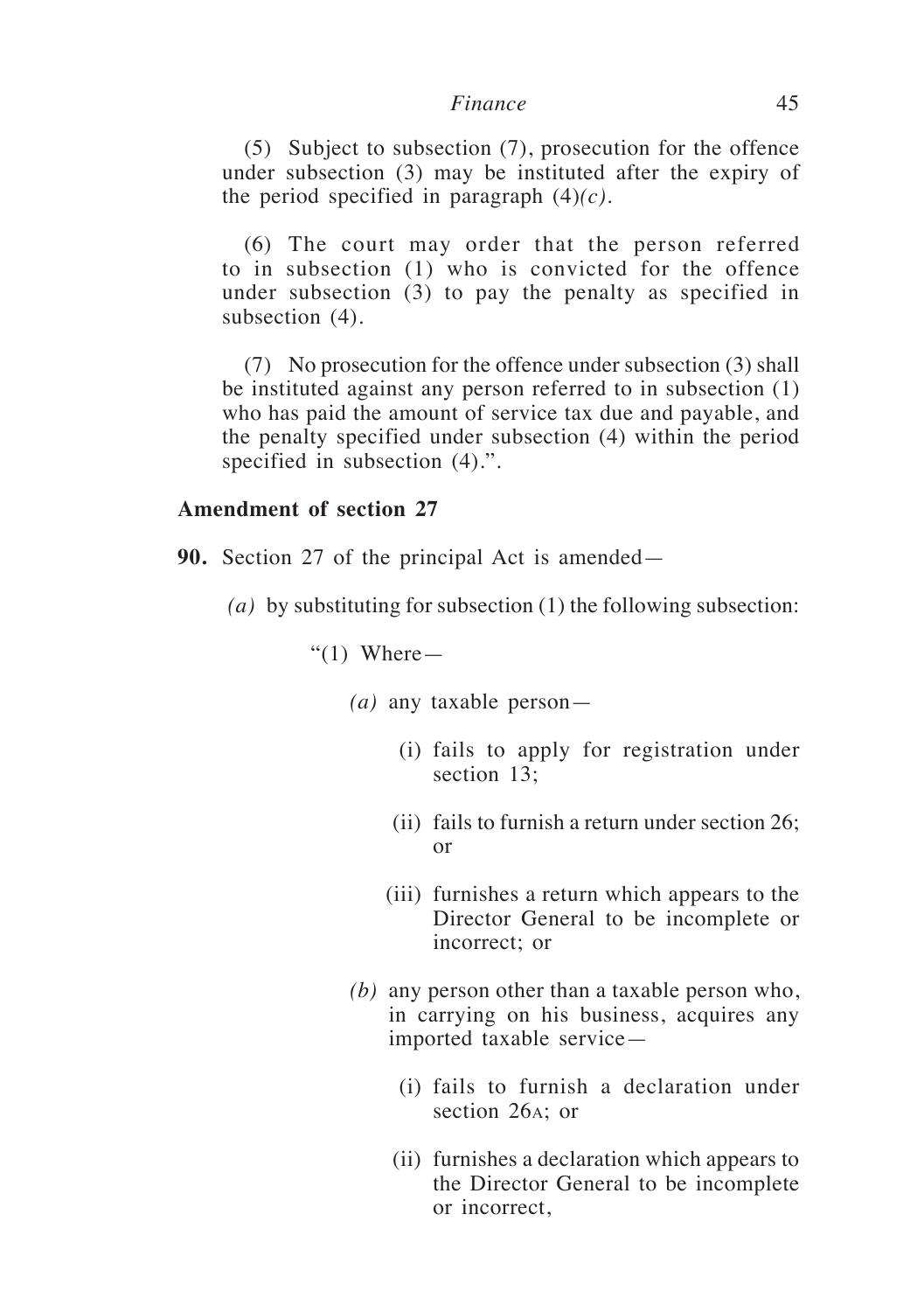(5) Subject to subsection (7), prosecution for the offence under subsection (3) may be instituted after the expiry of the period specified in paragraph (4)*(c)*.

(6) The court may order that the person referred to in subsection (1) who is convicted for the offence under subsection (3) to pay the penalty as specified in subsection (4).

(7) No prosecution for the offence under subsection (3) shall be instituted against any person referred to in subsection (1) who has paid the amount of service tax due and payable, and the penalty specified under subsection (4) within the period specified in subsection (4).".

**Amendment of section 27**

**90.** Section 27 of the principal Act is amended—

*(a)* by substituting for subsection (1) the following subsection:

"(1) Where—

*(a)* any taxable person—

(i) fails to apply for registration under section 13;

(ii) fails to furnish a return under section 26; or

(iii) furnishes a return which appears to the Director General to be incomplete or incorrect; or

*(b)* any person other than a taxable person who, in carrying on his business, acquires any imported taxable service—

(i) fails to furnish a declaration under section 26A; or

(ii) furnishes a declaration which appears to the Director General to be incomplete or incorrect,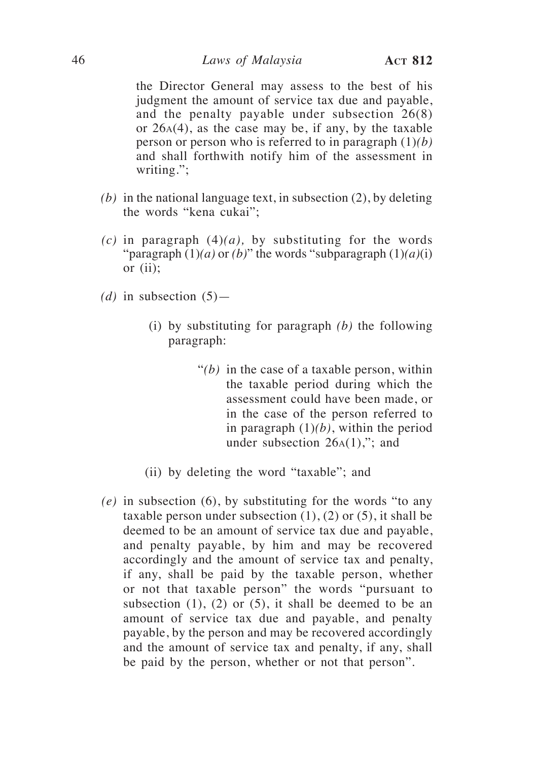the Director General may assess to the best of his judgment the amount of service tax due and payable, and the penalty payable under subsection 26(8) or 26A(4), as the case may be, if any, by the taxable person or person who is referred to in paragraph (1)*(b)* and shall forthwith notify him of the assessment in writing.";

*(b)* in the national language text, in subsection (2), by deleting the words "kena cukai";

*(c)* in paragraph (4)*(a),* by substituting for the words "paragraph (1)*(a)* or *(b)*" the words "subparagraph (1)*(a)*(i) or (ii);

*(d)* in subsection (5)—

   (i) by substituting for paragraph *(b)* the following paragraph:

      "*(b)* in the case of a taxable person, within the taxable period during which the assessment could have been made, or in the case of the person referred to in paragraph (1)*(b)*, within the period under subsection 26A(1),"; and

   (ii) by deleting the word "taxable"; and

*(e)* in subsection (6), by substituting for the words "to any taxable person under subsection (1), (2) or (5), it shall be deemed to be an amount of service tax due and payable, and penalty payable, by him and may be recovered accordingly and the amount of service tax and penalty, if any, shall be paid by the taxable person, whether or not that taxable person" the words "pursuant to subsection (1), (2) or (5), it shall be deemed to be an amount of service tax due and payable, and penalty payable, by the person and may be recovered accordingly and the amount of service tax and penalty, if any, shall be paid by the person, whether or not that person".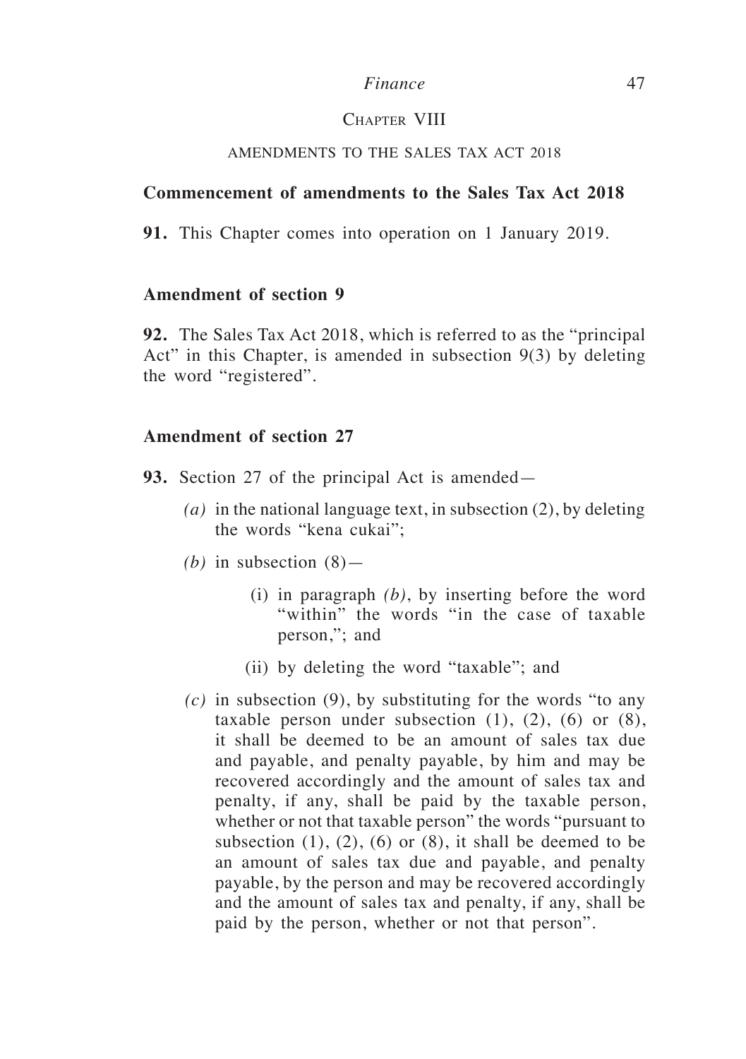## Chapter VIII

### AMENDMENTS TO THE SALES TAX ACT 2018

**Commencement of amendments to the Sales Tax Act 2018**

**91.** This Chapter comes into operation on 1 January 2019.

**Amendment of section 9**

**92.** The Sales Tax Act 2018, which is referred to as the "principal Act" in this Chapter, is amended in subsection 9(3) by deleting the word "registered".

**Amendment of section 27**

**93.** Section 27 of the principal Act is amended—

*(a)* in the national language text, in subsection (2), by deleting the words "kena cukai";

*(b)* in subsection (8)—

(i) in paragraph *(b)*, by inserting before the word "within" the words "in the case of taxable person,"; and

(ii) by deleting the word "taxable"; and

*(c)* in subsection (9), by substituting for the words "to any taxable person under subsection (1), (2), (6) or (8), it shall be deemed to be an amount of sales tax due and payable, and penalty payable, by him and may be recovered accordingly and the amount of sales tax and penalty, if any, shall be paid by the taxable person, whether or not that taxable person" the words "pursuant to subsection (1), (2), (6) or (8), it shall be deemed to be an amount of sales tax due and payable, and penalty payable, by the person and may be recovered accordingly and the amount of sales tax and penalty, if any, shall be paid by the person, whether or not that person".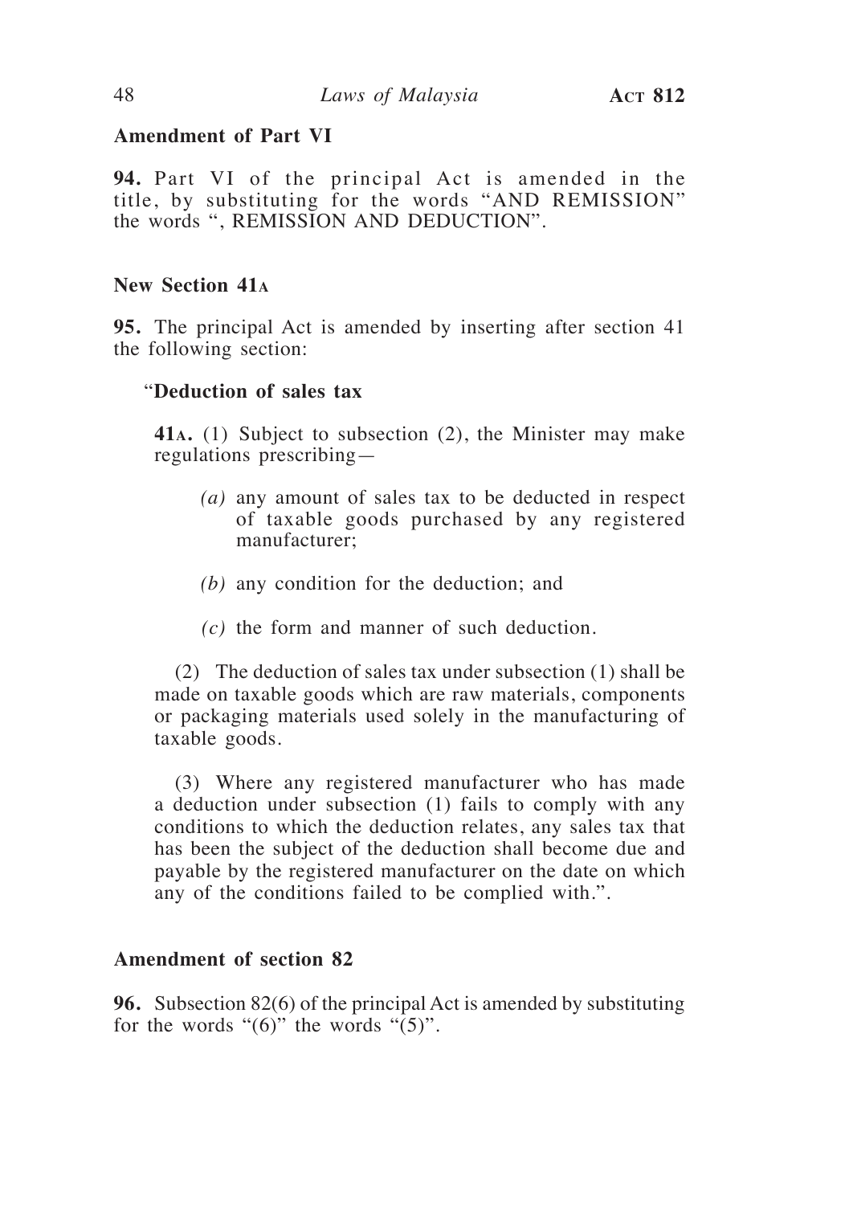**Amendment of Part VI**

**94.** Part VI of the principal Act is amended in the title, by substituting for the words "AND REMISSION" the words ", REMISSION AND DEDUCTION".

**New Section 41A**

**95.** The principal Act is amended by inserting after section 41 the following section:

"**Deduction of sales tax**

**41A.** (1) Subject to subsection (2), the Minister may make regulations prescribing—

*(a)* any amount of sales tax to be deducted in respect of taxable goods purchased by any registered manufacturer;

*(b)* any condition for the deduction; and

*(c)* the form and manner of such deduction.

(2) The deduction of sales tax under subsection (1) shall be made on taxable goods which are raw materials, components or packaging materials used solely in the manufacturing of taxable goods.

(3) Where any registered manufacturer who has made a deduction under subsection (1) fails to comply with any conditions to which the deduction relates, any sales tax that has been the subject of the deduction shall become due and payable by the registered manufacturer on the date on which any of the conditions failed to be complied with.".

**Amendment of section 82**

**96.** Subsection 82(6) of the principal Act is amended by substituting for the words "(6)" the words "(5)".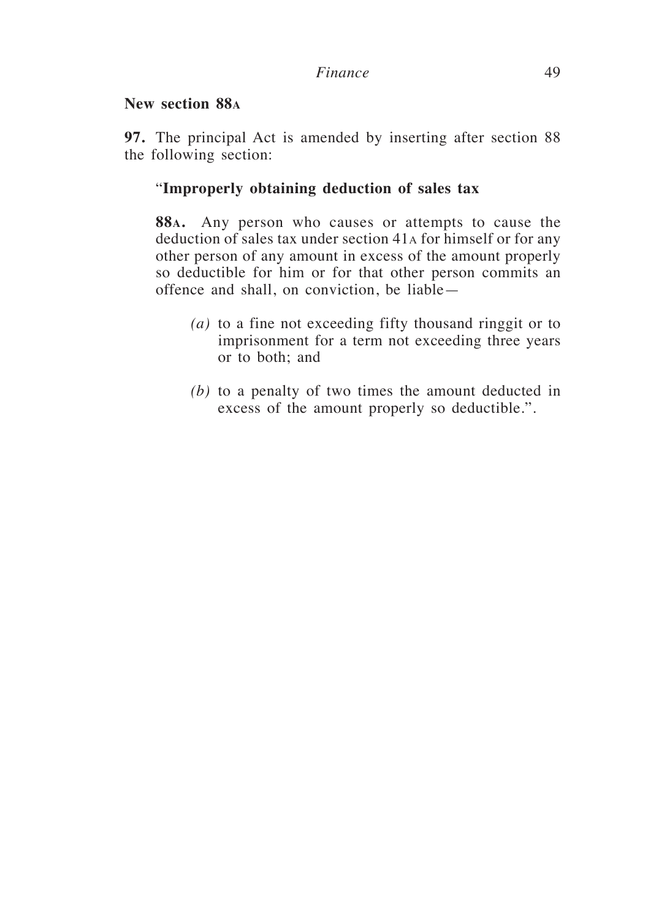**New section 88A**

**97.** The principal Act is amended by inserting after section 88 the following section:

"**Improperly obtaining deduction of sales tax**

**88A.** Any person who causes or attempts to cause the deduction of sales tax under section 41A for himself or for any other person of any amount in excess of the amount properly so deductible for him or for that other person commits an offence and shall, on conviction, be liable—

*(a)* to a fine not exceeding fifty thousand ringgit or to imprisonment for a term not exceeding three years or to both; and

*(b)* to a penalty of two times the amount deducted in excess of the amount properly so deductible.".